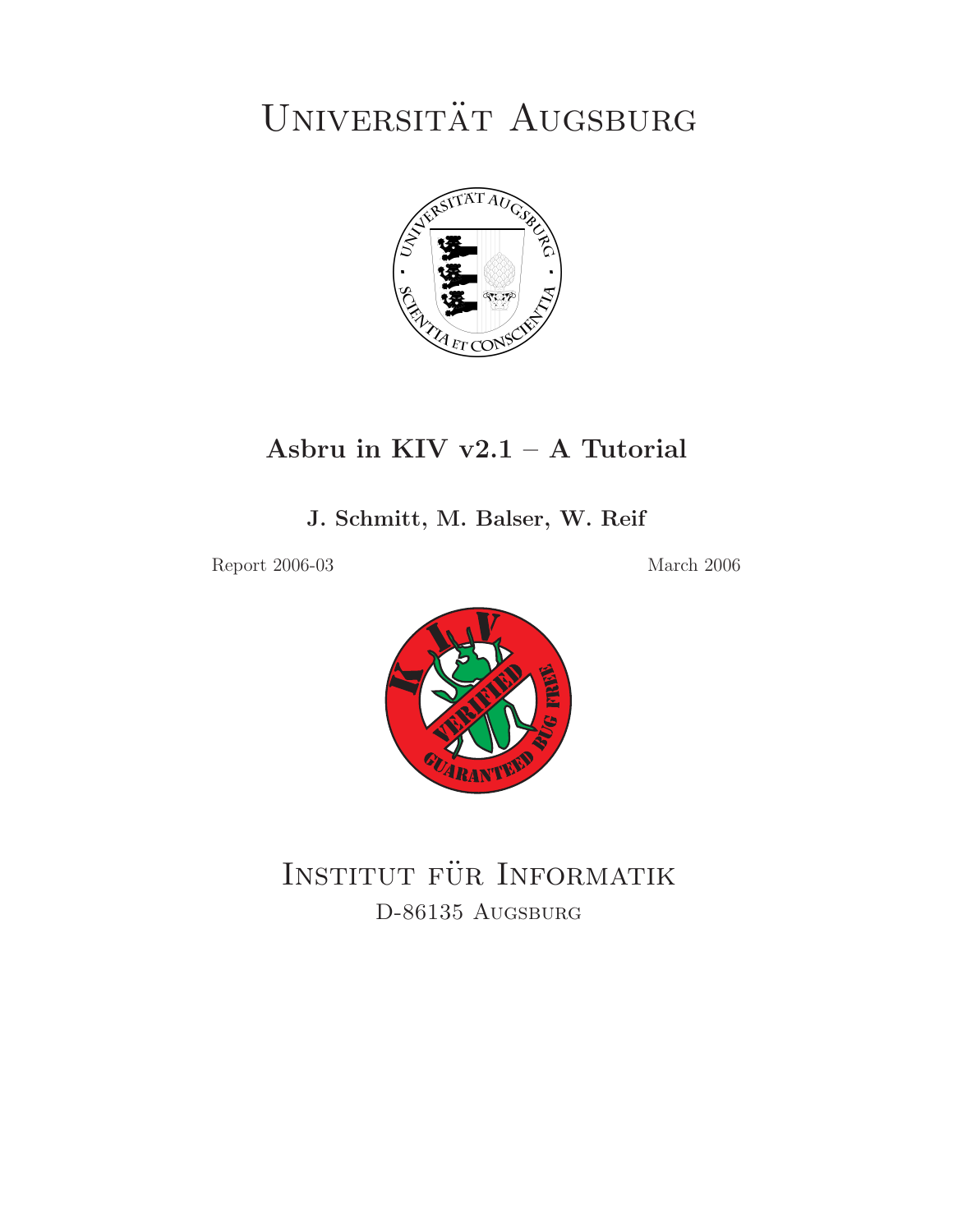# Universität Augsburg

## Asbru in KIV v2.1 – A Tutorial

**J. Schmitt, M. Balser, W. Reif**

Report 2006-03

March 2006

Institut für Informatik
D-86135 Augsburg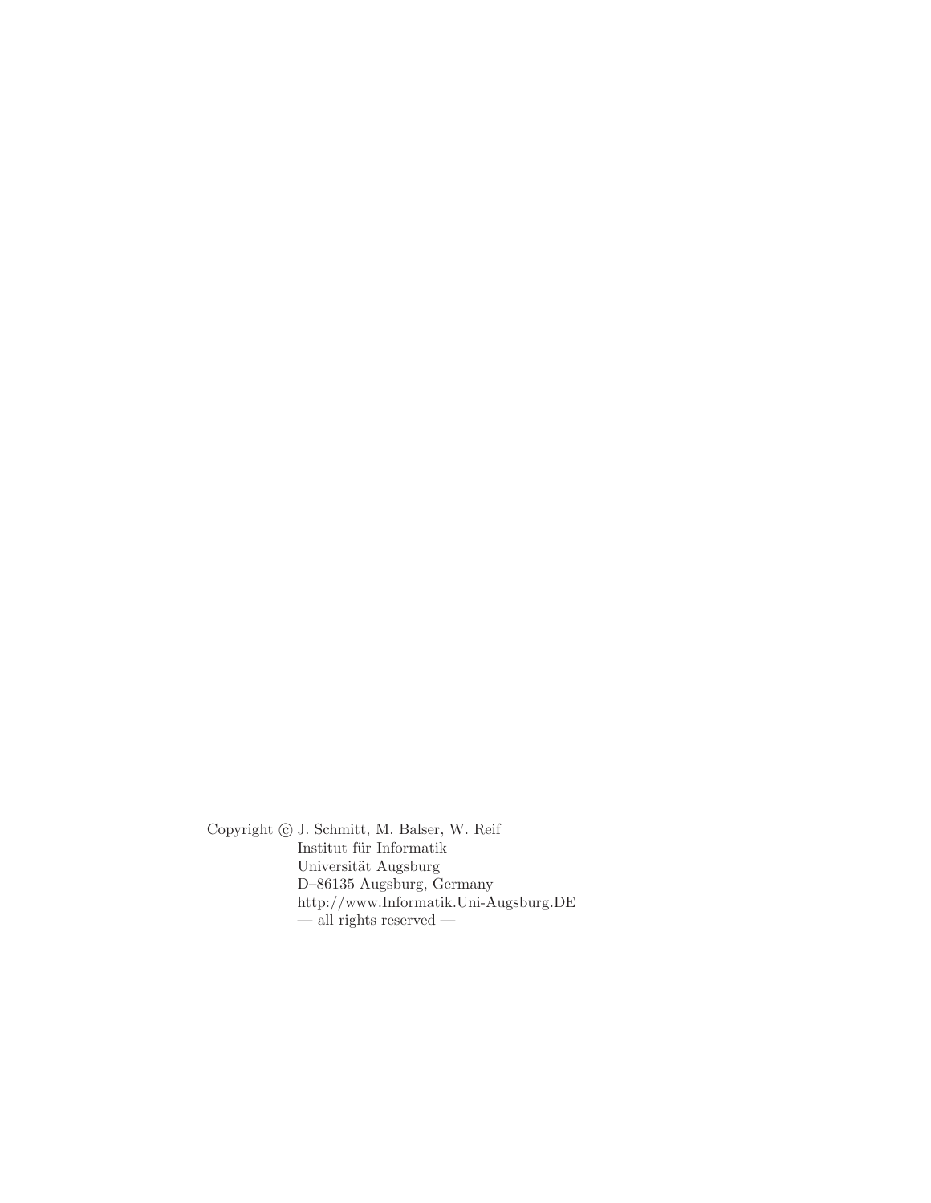Copyright © J. Schmitt, M. Balser, W. Reif
Institut für Informatik
Universität Augsburg
D–86135 Augsburg, Germany
http://www.Informatik.Uni-Augsburg.DE
— all rights reserved —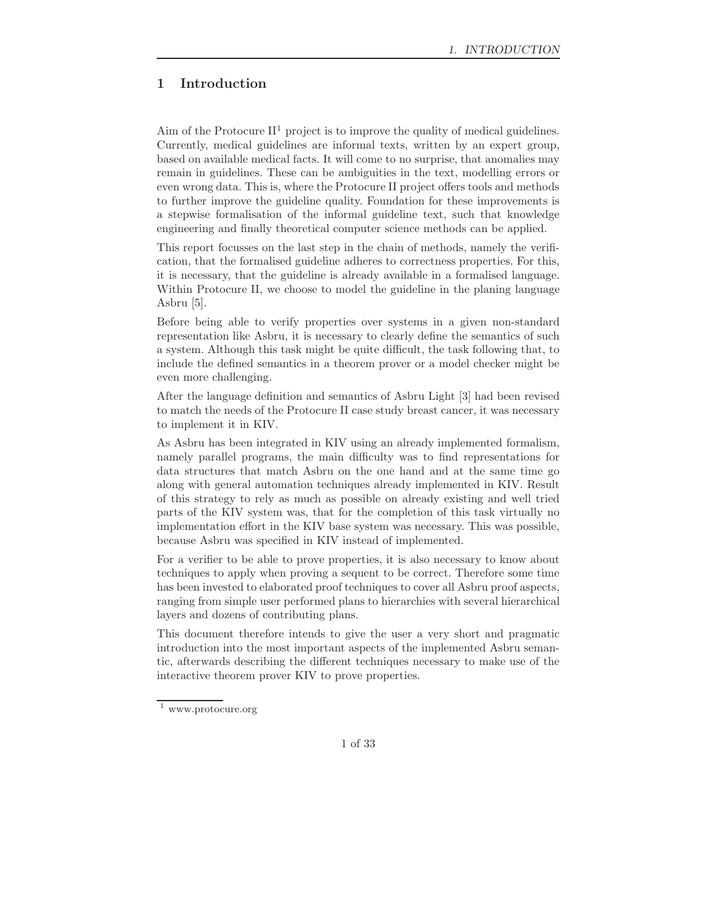# 1 Introduction

Aim of the Protocure II[1] project is to improve the quality of medical guidelines. Currently, medical guidelines are informal texts, written by an expert group, based on available medical facts. It will come to no surprise, that anomalies may remain in guidelines. These can be ambiguities in the text, modelling errors or even wrong data. This is, where the Protocure II project offers tools and methods to further improve the guideline quality. Foundation for these improvements is a stepwise formalisation of the informal guideline text, such that knowledge engineering and finally theoretical computer science methods can be applied.

This report focusses on the last step in the chain of methods, namely the verification, that the formalised guideline adheres to correctness properties. For this, it is necessary, that the guideline is already available in a formalised language. Within Protocure II, we choose to model the guideline in the planing language Asbru [5].

Before being able to verify properties over systems in a given non-standard representation like Asbru, it is necessary to clearly define the semantics of such a system. Although this task might be quite difficult, the task following that, to include the defined semantics in a theorem prover or a model checker might be even more challenging.

After the language definition and semantics of Asbru Light [3] had been revised to match the needs of the Protocure II case study breast cancer, it was necessary to implement it in KIV.

As Asbru has been integrated in KIV using an already implemented formalism, namely parallel programs, the main difficulty was to find representations for data structures that match Asbru on the one hand and at the same time go along with general automation techniques already implemented in KIV. Result of this strategy to rely as much as possible on already existing and well tried parts of the KIV system was, that for the completion of this task virtually no implementation effort in the KIV base system was necessary. This was possible, because Asbru was specified in KIV instead of implemented.

For a verifier to be able to prove properties, it is also necessary to know about techniques to apply when proving a sequent to be correct. Therefore some time has been invested to elaborated proof techniques to cover all Asbru proof aspects, ranging from simple user performed plans to hierarchies with several hierarchical layers and dozens of contributing plans.

This document therefore intends to give the user a very short and pragmatic introduction into the most important aspects of the implemented Asbru semantic, afterwards describing the different techniques necessary to make use of the interactive theorem prover KIV to prove properties.

[1] www.protocure.org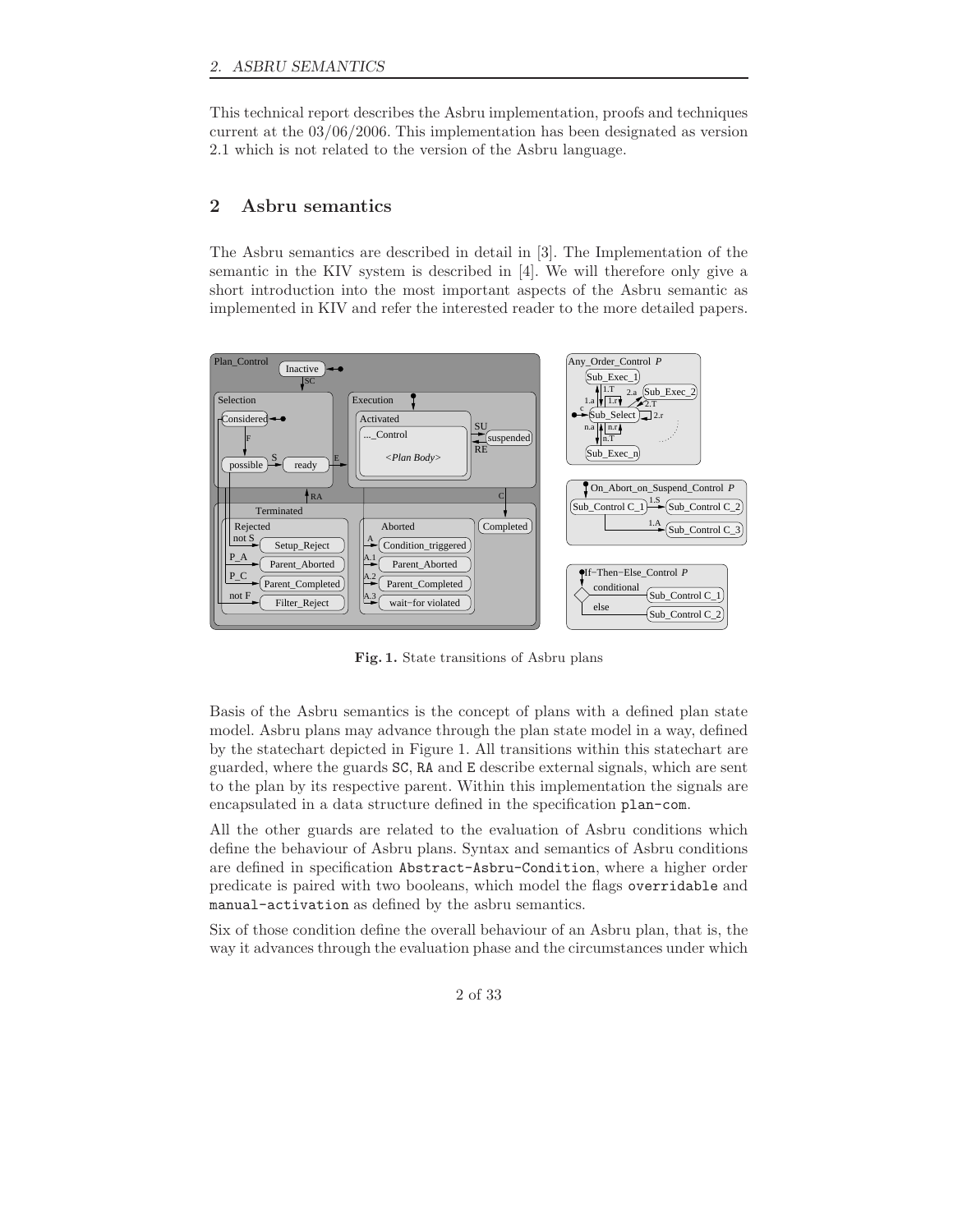This technical report describes the Asbru implementation, proofs and techniques current at the 03/06/2006. This implementation has been designated as version 2.1 which is not related to the version of the Asbru language.

## 2 Asbru semantics

The Asbru semantics are described in detail in [3]. The Implementation of the semantic in the KIV system is described in [4]. We will therefore only give a short introduction into the most important aspects of the Asbru semantic as implemented in KIV and refer the interested reader to the more detailed papers.

**Fig. 1.** State transitions of Asbru plans

Basis of the Asbru semantics is the concept of plans with a defined plan state model. Asbru plans may advance through the plan state model in a way, defined by the statechart depicted in Figure 1. All transitions within this statechart are guarded, where the guards `SC`, `RA` and `E` describe external signals, which are sent to the plan by its respective parent. Within this implementation the signals are encapsulated in a data structure defined in the specification `plan-com`.

All the other guards are related to the evaluation of Asbru conditions which define the behaviour of Asbru plans. Syntax and semantics of Asbru conditions are defined in specification `Abstract-Asbru-Condition`, where a higher order predicate is paired with two booleans, which model the flags `overridable` and `manual-activation` as defined by the asbru semantics.

Six of those condition define the overall behaviour of an Asbru plan, that is, the way it advances through the evaluation phase and the circumstances under which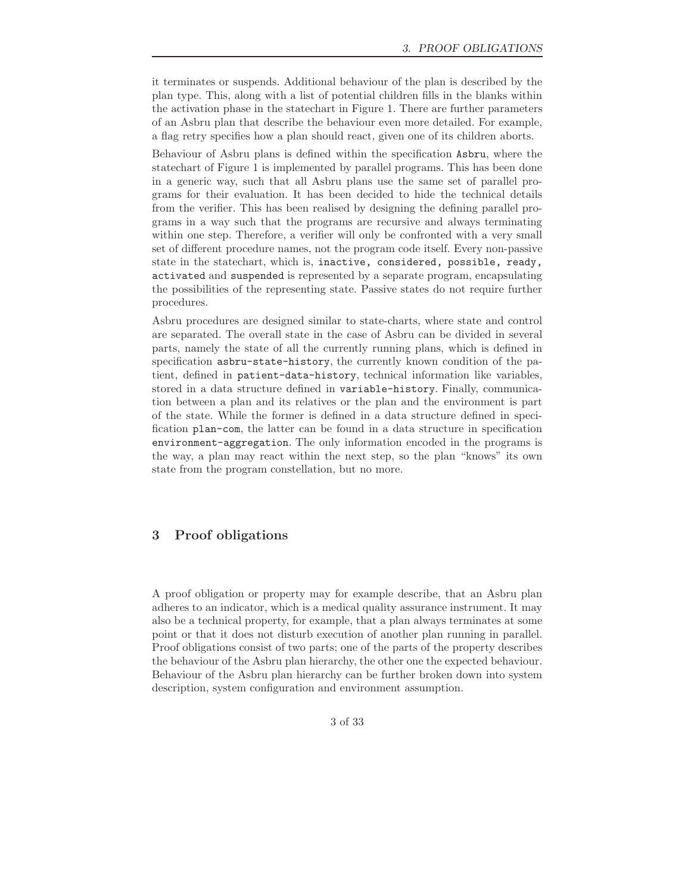it terminates or suspends. Additional behaviour of the plan is described by the plan type. This, along with a list of potential children fills in the blanks within the activation phase in the statechart in Figure 1. There are further parameters of an Asbru plan that describe the behaviour even more detailed. For example, a flag retry specifies how a plan should react, given one of its children aborts.

Behaviour of Asbru plans is defined within the specification `Asbru`, where the statechart of Figure 1 is implemented by parallel programs. This has been done in a generic way, such that all Asbru plans use the same set of parallel programs for their evaluation. It has been decided to hide the technical details from the verifier. This has been realised by designing the defining parallel programs in a way such that the programs are recursive and always terminating within one step. Therefore, a verifier will only be confronted with a very small set of different procedure names, not the program code itself. Every non-passive state in the statechart, which is, `inactive, considered, possible, ready, activated` and `suspended` is represented by a separate program, encapsulating the possibilities of the representing state. Passive states do not require further procedures.

Asbru procedures are designed similar to state-charts, where state and control are separated. The overall state in the case of Asbru can be divided in several parts, namely the state of all the currently running plans, which is defined in specification `asbru-state-history`, the currently known condition of the patient, defined in `patient-data-history`, technical information like variables, stored in a data structure defined in `variable-history`. Finally, communication between a plan and its relatives or the plan and the environment is part of the state. While the former is defined in a data structure defined in specification `plan-com`, the latter can be found in a data structure in specification `environment-aggregation`. The only information encoded in the programs is the way, a plan may react within the next step, so the plan "knows" its own state from the program constellation, but no more.

## 3 Proof obligations

A proof obligation or property may for example describe, that an Asbru plan adheres to an indicator, which is a medical quality assurance instrument. It may also be a technical property, for example, that a plan always terminates at some point or that it does not disturb execution of another plan running in parallel. Proof obligations consist of two parts; one of the parts of the property describes the behaviour of the Asbru plan hierarchy, the other one the expected behaviour. Behaviour of the Asbru plan hierarchy can be further broken down into system description, system configuration and environment assumption.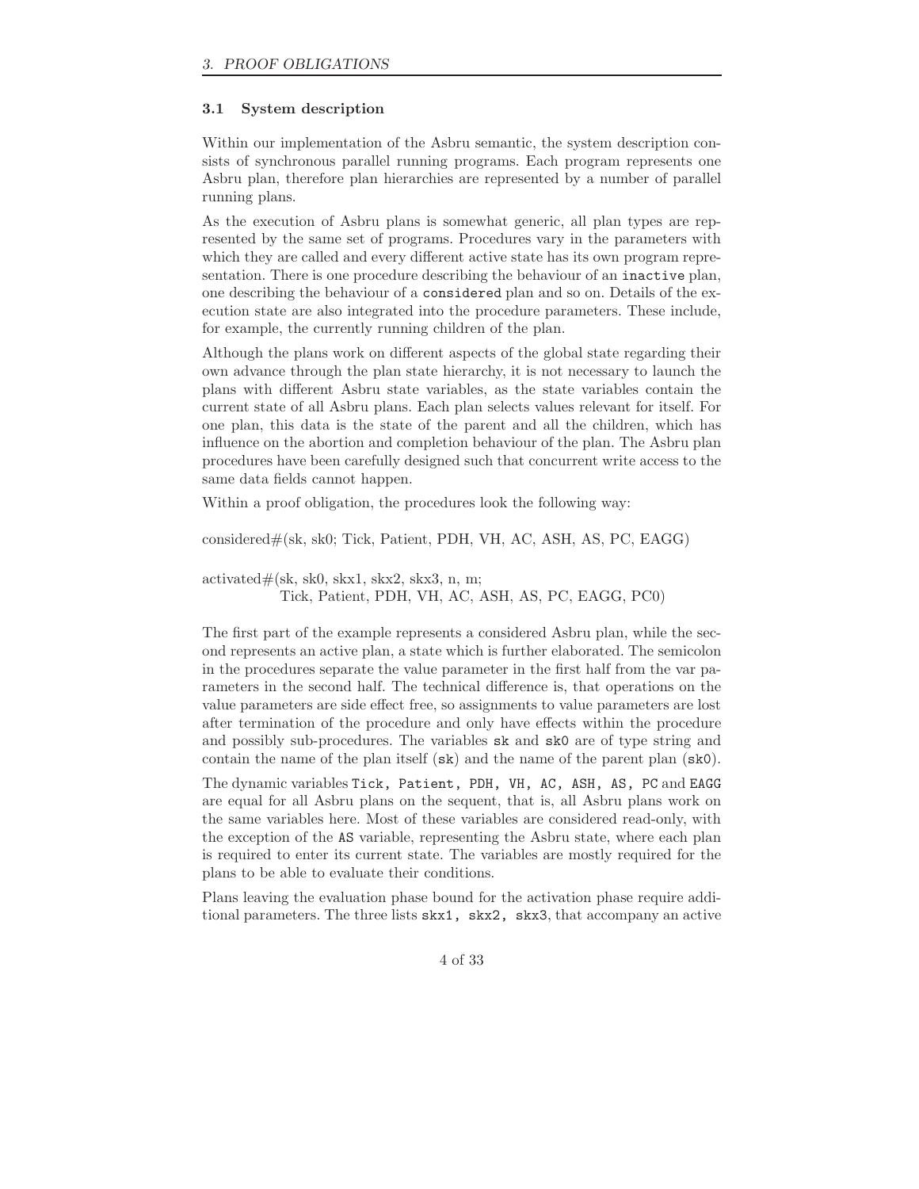### 3.1 System description

Within our implementation of the Asbru semantic, the system description consists of synchronous parallel running programs. Each program represents one Asbru plan, therefore plan hierarchies are represented by a number of parallel running plans.

As the execution of Asbru plans is somewhat generic, all plan types are represented by the same set of programs. Procedures vary in the parameters with which they are called and every different active state has its own program representation. There is one procedure describing the behaviour of an `inactive` plan, one describing the behaviour of a `considered` plan and so on. Details of the execution state are also integrated into the procedure parameters. These include, for example, the currently running children of the plan.

Although the plans work on different aspects of the global state regarding their own advance through the plan state hierarchy, it is not necessary to launch the plans with different Asbru state variables, as the state variables contain the current state of all Asbru plans. Each plan selects values relevant for itself. For one plan, this data is the state of the parent and all the children, which has influence on the abortion and completion behaviour of the plan. The Asbru plan procedures have been carefully designed such that concurrent write access to the same data fields cannot happen.

Within a proof obligation, the procedures look the following way:

considered#(sk, sk0; Tick, Patient, PDH, VH, AC, ASH, AS, PC, EAGG)

activated#(sk, sk0, skx1, skx2, skx3, n, m;
Tick, Patient, PDH, VH, AC, ASH, AS, PC, EAGG, PC0)

The first part of the example represents a considered Asbru plan, while the second represents an active plan, a state which is further elaborated. The semicolon in the procedures separate the value parameter in the first half from the var parameters in the second half. The technical difference is, that operations on the value parameters are side effect free, so assignments to value parameters are lost after termination of the procedure and only have effects within the procedure and possibly sub-procedures. The variables `sk` and `sk0` are of type string and contain the name of the plan itself (`sk`) and the name of the parent plan (`sk0`).

The dynamic variables `Tick, Patient, PDH, VH, AC, ASH, AS, PC` and `EAGG` are equal for all Asbru plans on the sequent, that is, all Asbru plans work on the same variables here. Most of these variables are considered read-only, with the exception of the `AS` variable, representing the Asbru state, where each plan is required to enter its current state. The variables are mostly required for the plans to be able to evaluate their conditions.

Plans leaving the evaluation phase bound for the activation phase require additional parameters. The three lists `skx1, skx2, skx3`, that accompany an active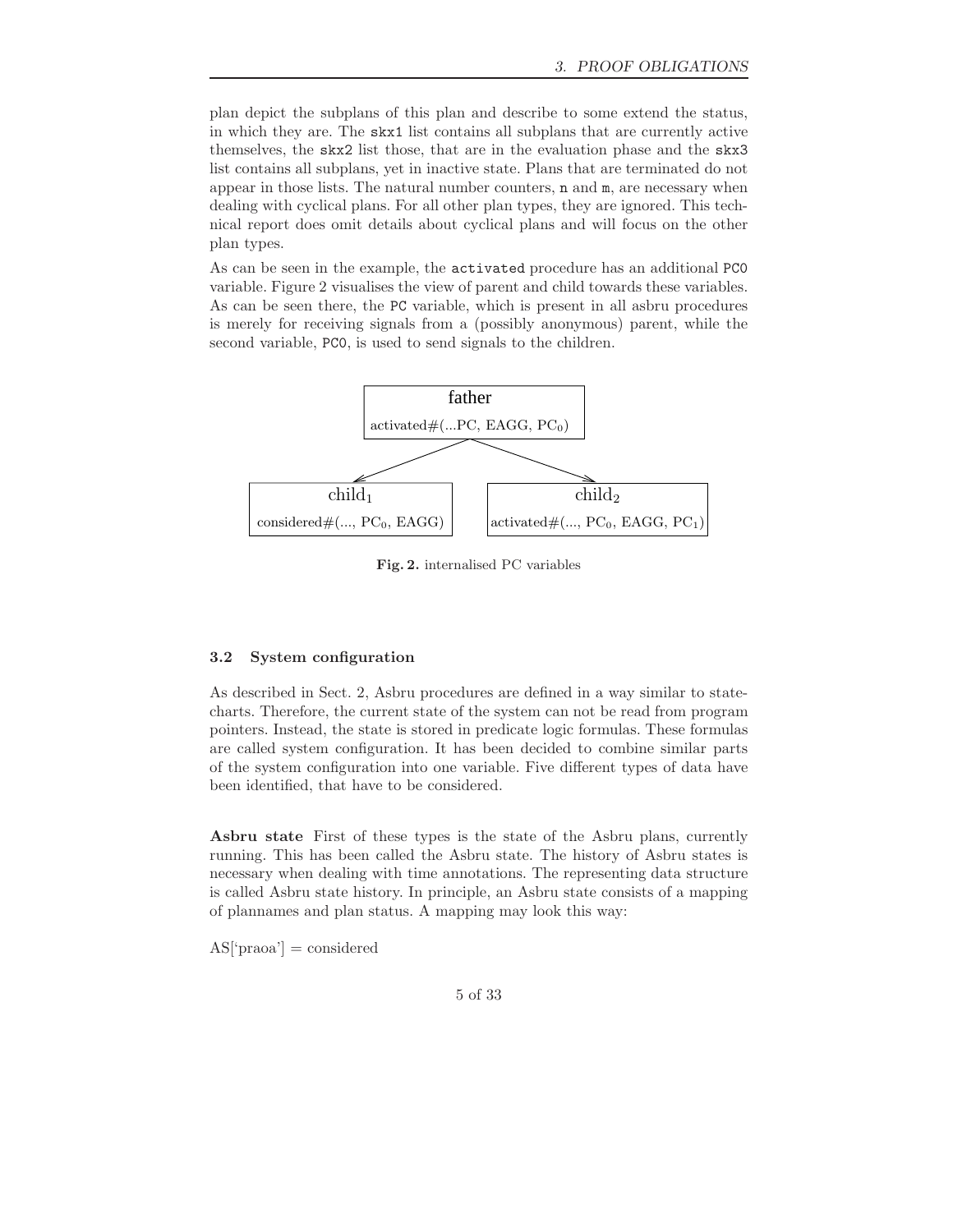plan depict the subplans of this plan and describe to some extend the status, in which they are. The `skx1` list contains all subplans that are currently active themselves, the `skx2` list those, that are in the evaluation phase and the `skx3` list contains all subplans, yet in inactive state. Plans that are terminated do not appear in those lists. The natural number counters, `n` and `m`, are necessary when dealing with cyclical plans. For all other plan types, they are ignored. This technical report does omit details about cyclical plans and will focus on the other plan types.

As can be seen in the example, the `activated` procedure has an additional `PC0` variable. Figure 2 visualises the view of parent and child towards these variables. As can be seen there, the `PC` variable, which is present in all asbru procedures is merely for receiving signals from a (possibly anonymous) parent, while the second variable, `PC0`, is used to send signals to the children.

father: activated#(...PC, EAGG, $PC_0$)

child$_1$: considered#(..., $PC_0$, EAGG)

child$_2$: activated#(..., $PC_0$, EAGG, $PC_1$)

**Fig. 2.** internalised PC variables

### 3.2 System configuration

As described in Sect. 2, Asbru procedures are defined in a way similar to statecharts. Therefore, the current state of the system can not be read from program pointers. Instead, the state is stored in predicate logic formulas. These formulas are called system configuration. It has been decided to combine similar parts of the system configuration into one variable. Five different types of data have been identified, that have to be considered.

**Asbru state** First of these types is the state of the Asbru plans, currently running. This has been called the Asbru state. The history of Asbru states is necessary when dealing with time annotations. The representing data structure is called Asbru state history. In principle, an Asbru state consists of a mapping of plannames and plan status. A mapping may look this way:

AS['praoa'] = considered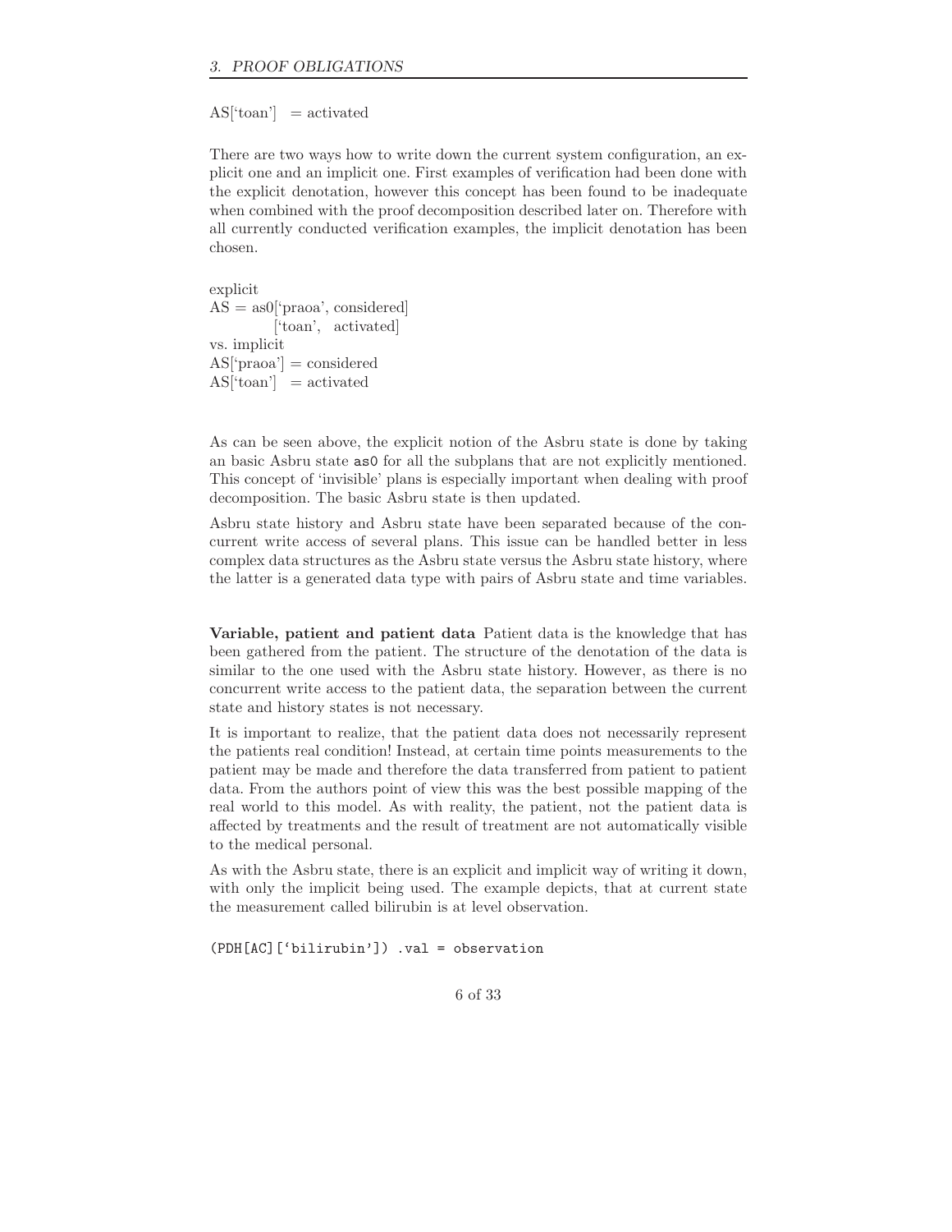AS['toan'] = activated

There are two ways how to write down the current system configuration, an explicit one and an implicit one. First examples of verification had been done with the explicit denotation, however this concept has been found to be inadequate when combined with the proof decomposition described later on. Therefore with all currently conducted verification examples, the implicit denotation has been chosen.

```
explicit
AS = as0['praoa', considered]
        ['toan',  activated]
vs. implicit
AS['praoa'] = considered
AS['toan']  = activated
```

As can be seen above, the explicit notion of the Asbru state is done by taking an basic Asbru state `as0` for all the subplans that are not explicitly mentioned. This concept of 'invisible' plans is especially important when dealing with proof decomposition. The basic Asbru state is then updated.

Asbru state history and Asbru state have been separated because of the concurrent write access of several plans. This issue can be handled better in less complex data structures as the Asbru state versus the Asbru state history, where the latter is a generated data type with pairs of Asbru state and time variables.

**Variable, patient and patient data** Patient data is the knowledge that has been gathered from the patient. The structure of the denotation of the data is similar to the one used with the Asbru state history. However, as there is no concurrent write access to the patient data, the separation between the current state and history states is not necessary.

It is important to realize, that the patient data does not necessarily represent the patients real condition! Instead, at certain time points measurements to the patient may be made and therefore the data transferred from patient to patient data. From the authors point of view this was the best possible mapping of the real world to this model. As with reality, the patient, not the patient data is affected by treatments and the result of treatment are not automatically visible to the medical personal.

As with the Asbru state, there is an explicit and implicit way of writing it down, with only the implicit being used. The example depicts, that at current state the measurement called bilirubin is at level observation.

```
(PDH[AC]['bilirubin']) .val = observation
```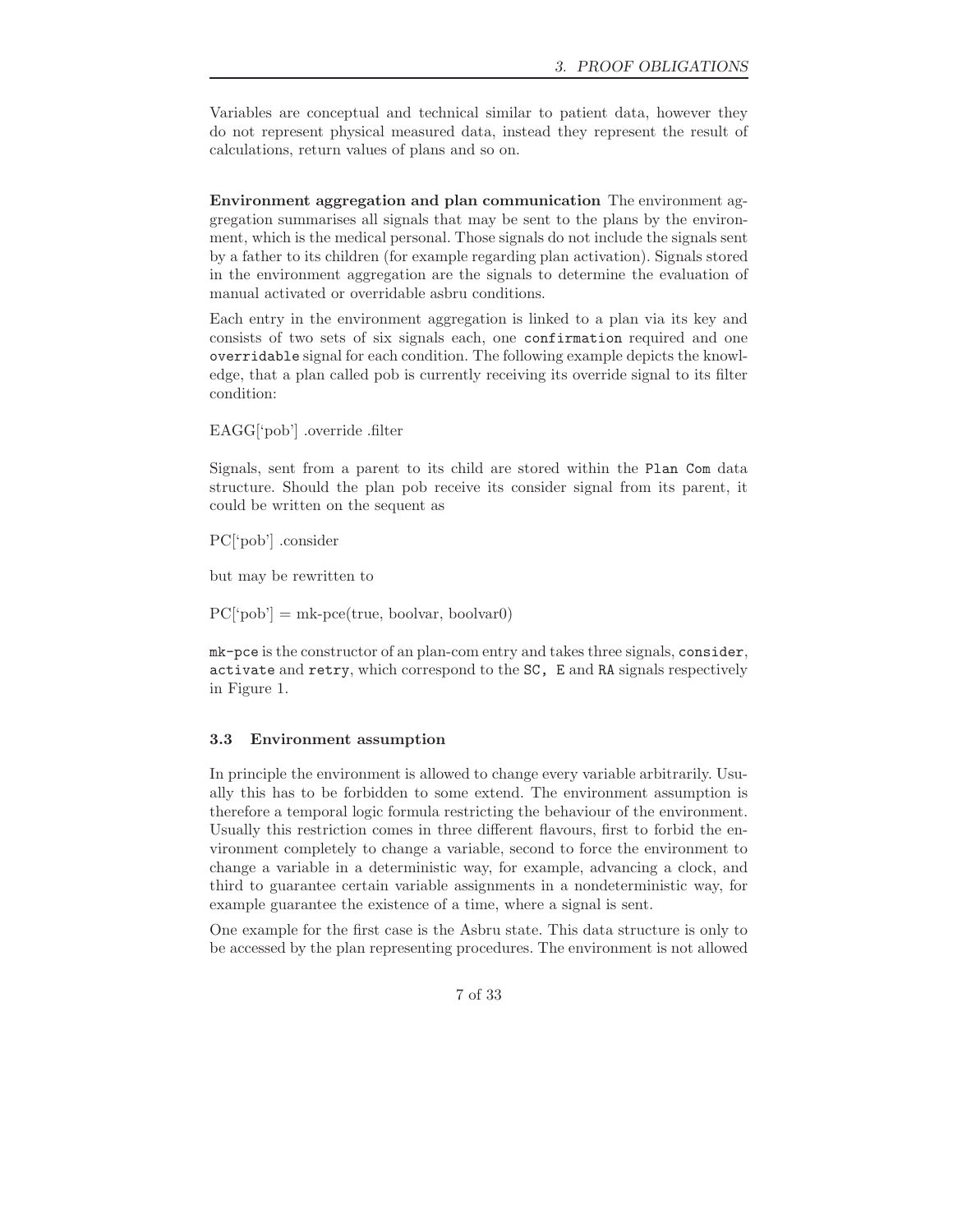Variables are conceptual and technical similar to patient data, however they do not represent physical measured data, instead they represent the result of calculations, return values of plans and so on.

**Environment aggregation and plan communication** The environment aggregation summarises all signals that may be sent to the plans by the environment, which is the medical personal. Those signals do not include the signals sent by a father to its children (for example regarding plan activation). Signals stored in the environment aggregation are the signals to determine the evaluation of manual activated or overridable asbru conditions.

Each entry in the environment aggregation is linked to a plan via its key and consists of two sets of six signals each, one `confirmation` required and one `overridable` signal for each condition. The following example depicts the knowledge, that a plan called pob is currently receiving its override signal to its filter condition:

EAGG['pob'] .override .filter

Signals, sent from a parent to its child are stored within the `Plan Com` data structure. Should the plan pob receive its consider signal from its parent, it could be written on the sequent as

PC['pob'] .consider

but may be rewritten to

PC['pob'] = mk-pce(true, boolvar, boolvar0)

`mk-pce` is the constructor of an plan-com entry and takes three signals, `consider`, `activate` and `retry`, which correspond to the `SC,` `E` and `RA` signals respectively in Figure 1.

### 3.3 Environment assumption

In principle the environment is allowed to change every variable arbitrarily. Usually this has to be forbidden to some extend. The environment assumption is therefore a temporal logic formula restricting the behaviour of the environment. Usually this restriction comes in three different flavours, first to forbid the environment completely to change a variable, second to force the environment to change a variable in a deterministic way, for example, advancing a clock, and third to guarantee certain variable assignments in a nondeterministic way, for example guarantee the existence of a time, where a signal is sent.

One example for the first case is the Asbru state. This data structure is only to be accessed by the plan representing procedures. The environment is not allowed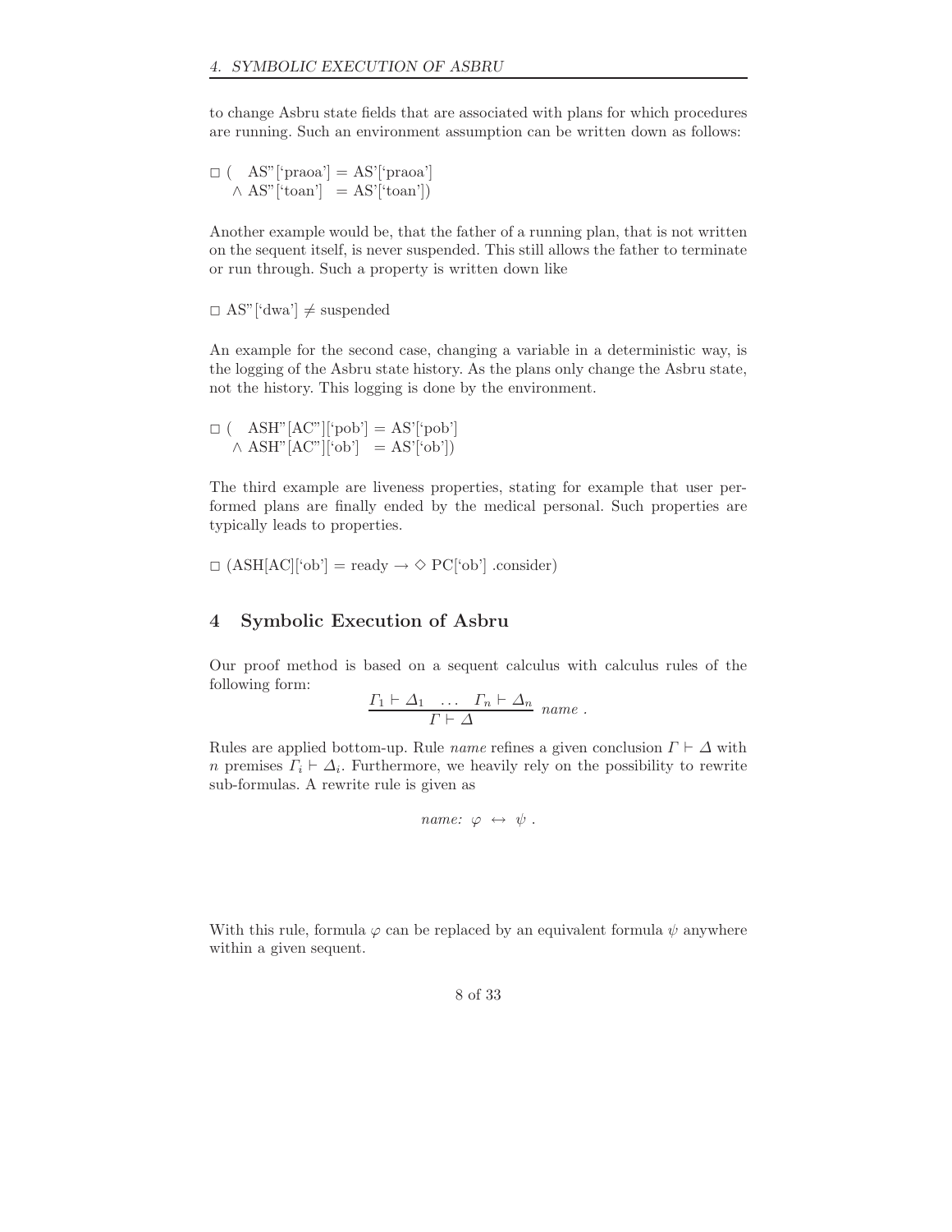to change Asbru state fields that are associated with plans for which procedures are running. Such an environment assumption can be written down as follows:

$$\Box\,(\ \ \text{AS''}[\text{'praoa'}] = \text{AS'}[\text{'praoa'}] \\ \quad \wedge\ \text{AS''}[\text{'toan'}] \ \ = \text{AS'}[\text{'toan'}])$$

Another example would be, that the father of a running plan, that is not written on the sequent itself, is never suspended. This still allows the father to terminate or run through. Such a property is written down like

$$\Box\ \text{AS''}[\text{'dwa'}] \neq \text{suspended}$$

An example for the second case, changing a variable in a deterministic way, is the logging of the Asbru state history. As the plans only change the Asbru state, not the history. This logging is done by the environment.

$$\Box\,(\ \ \text{ASH''}[\text{AC''}][\text{'pob'}] = \text{AS'}[\text{'pob'}] \\ \quad \wedge\ \text{ASH''}[\text{AC''}][\text{'ob'}] \ \ = \text{AS'}[\text{'ob'}])$$

The third example are liveness properties, stating for example that user performed plans are finally ended by the medical personal. Such properties are typically leads to properties.

$$\Box\ (\text{ASH}[\text{AC}][\text{'ob'}] = \text{ready} \rightarrow \Diamond\ \text{PC}[\text{'ob'}]\ .\text{consider})$$

## 4 Symbolic Execution of Asbru

Our proof method is based on a sequent calculus with calculus rules of the following form:

$$\frac{\Gamma_1 \vdash \Delta_1 \quad \ldots \quad \Gamma_n \vdash \Delta_n}{\Gamma \vdash \Delta}\ \textit{name}\ .$$

Rules are applied bottom-up. Rule *name* refines a given conclusion $\Gamma \vdash \Delta$ with $n$ premises $\Gamma_i \vdash \Delta_i$. Furthermore, we heavily rely on the possibility to rewrite sub-formulas. A rewrite rule is given as

$$\textit{name:}\ \varphi\ \leftrightarrow\ \psi\ .$$

With this rule, formula $\varphi$ can be replaced by an equivalent formula $\psi$ anywhere within a given sequent.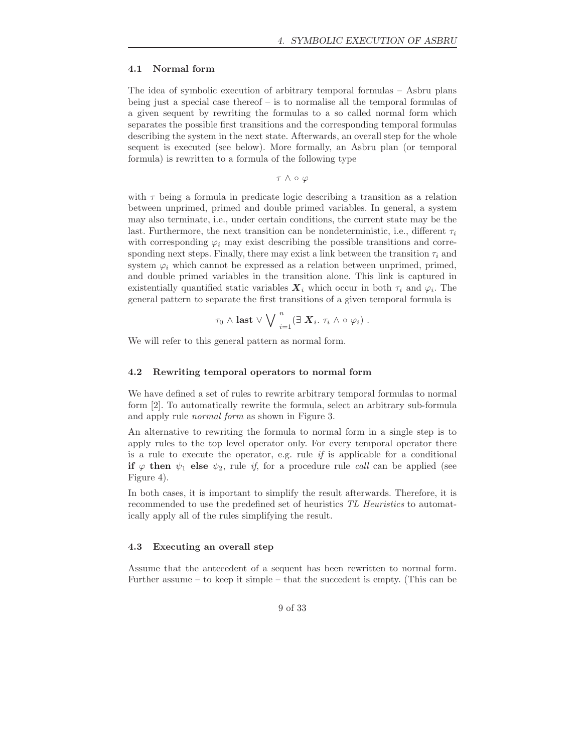### 4.1 Normal form

The idea of symbolic execution of arbitrary temporal formulas – Asbru plans being just a special case thereof – is to normalise all the temporal formulas of a given sequent by rewriting the formulas to a so called normal form which separates the possible first transitions and the corresponding temporal formulas describing the system in the next state. Afterwards, an overall step for the whole sequent is executed (see below). More formally, an Asbru plan (or temporal formula) is rewritten to a formula of the following type

$$\tau \wedge \circ\, \varphi$$

with $\tau$ being a formula in predicate logic describing a transition as a relation between unprimed, primed and double primed variables. In general, a system may also terminate, i.e., under certain conditions, the current state may be the last. Furthermore, the next transition can be nondeterministic, i.e., different $\tau_i$ with corresponding $\varphi_i$ may exist describing the possible transitions and corresponding next steps. Finally, there may exist a link between the transition $\tau_i$ and system $\varphi_i$ which cannot be expressed as a relation between unprimed, primed, and double primed variables in the transition alone. This link is captured in existentially quantified static variables $\boldsymbol{X}_i$ which occur in both $\tau_i$ and $\varphi_i$. The general pattern to separate the first transitions of a given temporal formula is

$$\tau_0 \wedge \mathbf{last} \vee \bigvee\nolimits_{i=1}^{n} (\exists\, \boldsymbol{X}_i.\ \tau_i \wedge \circ\, \varphi_i)\ .$$

We will refer to this general pattern as normal form.

### 4.2 Rewriting temporal operators to normal form

We have defined a set of rules to rewrite arbitrary temporal formulas to normal form [2]. To automatically rewrite the formula, select an arbitrary sub-formula and apply rule *normal form* as shown in Figure 3.

An alternative to rewriting the formula to normal form in a single step is to apply rules to the top level operator only. For every temporal operator there is a rule to execute the operator, e.g. rule *if* is applicable for a conditional **if** $\varphi$ **then** $\psi_1$ **else** $\psi_2$, rule *if*, for a procedure rule *call* can be applied (see Figure 4).

In both cases, it is important to simplify the result afterwards. Therefore, it is recommended to use the predefined set of heuristics *TL Heuristics* to automatically apply all of the rules simplifying the result.

### 4.3 Executing an overall step

Assume that the antecedent of a sequent has been rewritten to normal form. Further assume – to keep it simple – that the succedent is empty. (This can be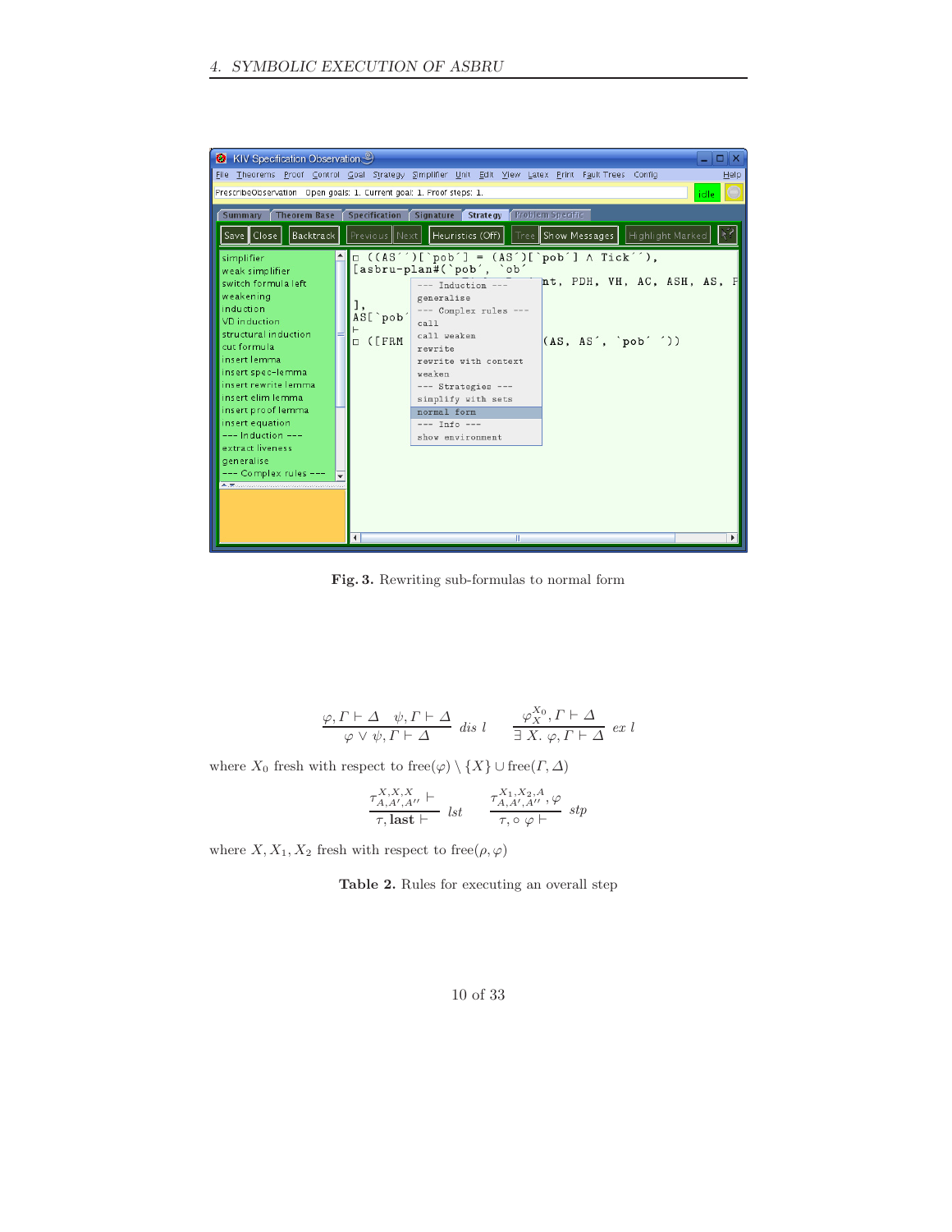**Fig. 3.** Rewriting sub-formulas to normal form

$$\frac{\varphi, \Gamma \vdash \Delta \quad \psi, \Gamma \vdash \Delta}{\varphi \vee \psi, \Gamma \vdash \Delta} \; dis\ l \qquad \frac{\varphi_X^{X_0}, \Gamma \vdash \Delta}{\exists\ X.\ \varphi, \Gamma \vdash \Delta} \; ex\ l$$

where $X_0$ fresh with respect to free$(\varphi) \setminus \{X\} \cup$ free$(\Gamma, \Delta)$

$$\frac{\tau_{A,A',A''}^{X,X,X} \vdash}{\tau, \mathbf{last} \vdash} \; lst \qquad \frac{\tau_{A,A',A''}^{X_1,X_2,A}, \varphi}{\tau, \circ\ \varphi \vdash} \; stp$$

where $X, X_1, X_2$ fresh with respect to free$(\rho, \varphi)$

**Table 2.** Rules for executing an overall step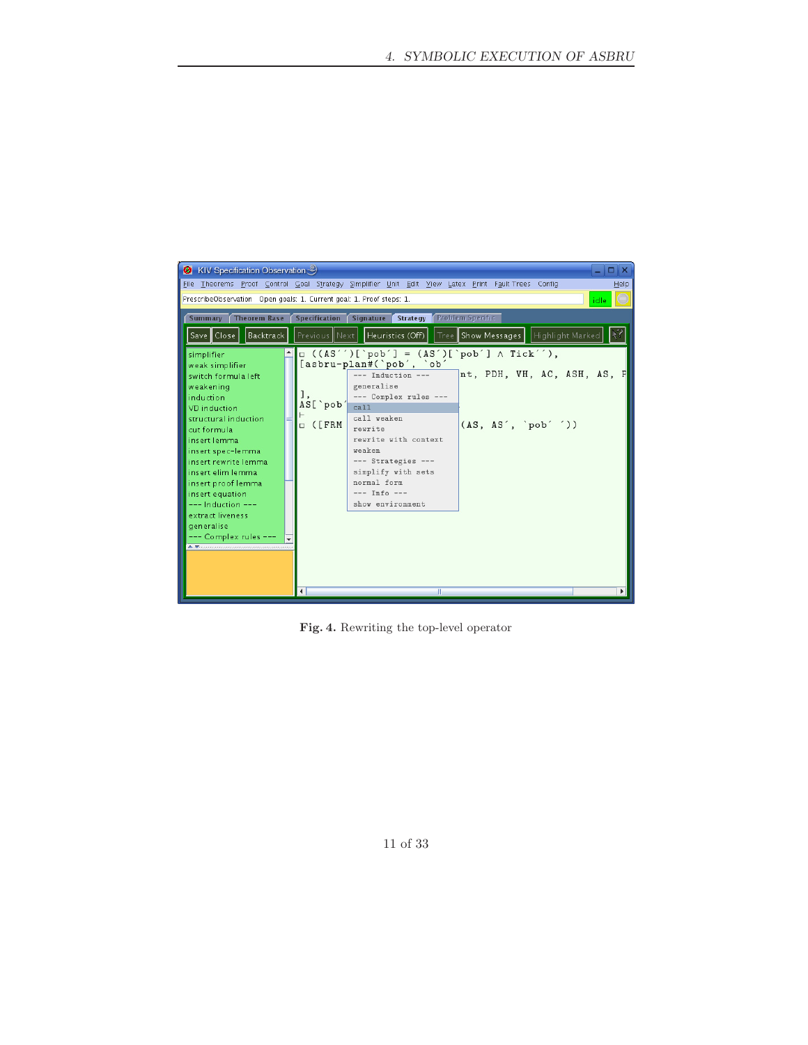Fig. 4. Rewriting the top-level operator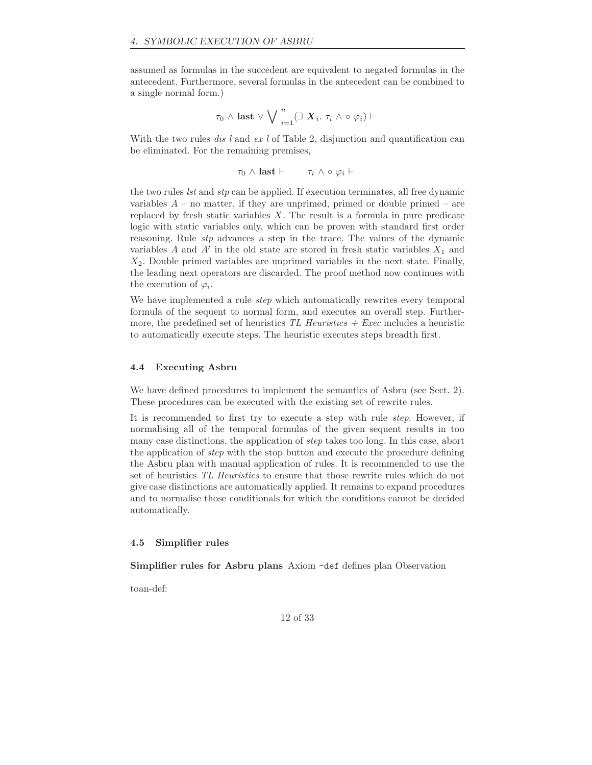assumed as formulas in the succedent are equivalent to negated formulas in the antecedent. Furthermore, several formulas in the antecedent can be combined to a single normal form.)

$$\tau_0 \wedge \textbf{last} \vee \bigvee_{i=1}^{n} (\exists\, \boldsymbol{X}_i.\ \tau_i \wedge \circ\, \varphi_i) \vdash$$

With the two rules *dis l* and *ex l* of Table 2, disjunction and quantification can be eliminated. For the remaining premises,

$$\tau_0 \wedge \textbf{last} \vdash \qquad \tau_i \wedge \circ\, \varphi_i \vdash$$

the two rules *lst* and *stp* can be applied. If execution terminates, all free dynamic variables $A$ – no matter, if they are unprimed, primed or double primed – are replaced by fresh static variables $X$. The result is a formula in pure predicate logic with static variables only, which can be proven with standard first order reasoning. Rule *stp* advances a step in the trace. The values of the dynamic variables $A$ and $A'$ in the old state are stored in fresh static variables $X_1$ and $X_2$. Double primed variables are unprimed variables in the next state. Finally, the leading next operators are discarded. The proof method now continues with the execution of $\varphi_i$.

We have implemented a rule *step* which automatically rewrites every temporal formula of the sequent to normal form, and executes an overall step. Furthermore, the predefined set of heuristics *TL Heuristics + Exec* includes a heuristic to automatically execute steps. The heuristic executes steps breadth first.

### 4.4 Executing Asbru

We have defined procedures to implement the semantics of Asbru (see Sect. 2). These procedures can be executed with the existing set of rewrite rules.

It is recommended to first try to execute a step with rule *step*. However, if normalising all of the temporal formulas of the given sequent results in too many case distinctions, the application of *step* takes too long. In this case, abort the application of *step* with the stop button and execute the procedure defining the Asbru plan with manual application of rules. It is recommended to use the set of heuristics *TL Heuristics* to ensure that those rewrite rules which do not give case distinctions are automatically applied. It remains to expand procedures and to normalise those conditionals for which the conditions cannot be decided automatically.

### 4.5 Simplifier rules

**Simplifier rules for Asbru plans** Axiom `-def` defines plan Observation

toan-def: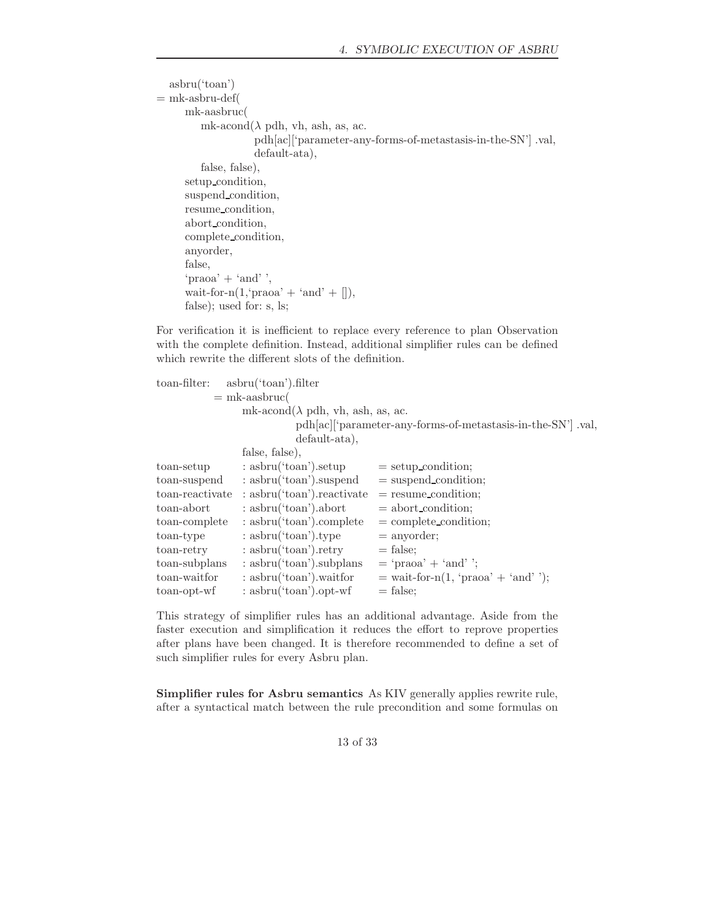```
   asbru('toan')
= mk-asbru-def(
      mk-aasbruc(
         mk-acond(λ pdh, vh, ash, as, ac.
                     pdh[ac]['parameter-any-forms-of-metastasis-in-the-SN'] .val,
                     default-ata),
         false, false),
      setup_condition,
      suspend_condition,
      resume_condition,
      abort_condition,
      complete_condition,
      anyorder,
      false,
      'praoa' + 'and' ',
      wait-for-n(1,'praoa' + 'and' + []),
      false); used for: s, ls;
```

For verification it is inefficient to replace every reference to plan Observation with the complete definition. Instead, additional simplifier rules can be defined which rewrite the different slots of the definition.

```
toan-filter:    asbru('toan').filter
             = mk-aasbruc(
                  mk-acond(λ pdh, vh, ash, as, ac.
                              pdh[ac]['parameter-any-forms-of-metastasis-in-the-SN'] .val,
                              default-ata),
                  false, false),
toan-setup       : asbru('toan').setup        = setup_condition;
toan-suspend     : asbru('toan').suspend      = suspend_condition;
toan-reactivate  : asbru('toan').reactivate   = resume_condition;
toan-abort       : asbru('toan').abort        = abort_condition;
toan-complete    : asbru('toan').complete     = complete_condition;
toan-type        : asbru('toan').type         = anyorder;
toan-retry       : asbru('toan').retry        = false;
toan-subplans    : asbru('toan').subplans     = 'praoa' + 'and' ';
toan-waitfor     : asbru('toan').waitfor      = wait-for-n(1, 'praoa' + 'and' ');
toan-opt-wf      : asbru('toan').opt-wf       = false;
```

This strategy of simplifier rules has an additional advantage. Aside from the faster execution and simplification it reduces the effort to reprove properties after plans have been changed. It is therefore recommended to define a set of such simplifier rules for every Asbru plan.

**Simplifier rules for Asbru semantics** As KIV generally applies rewrite rule, after a syntactical match between the rule precondition and some formulas on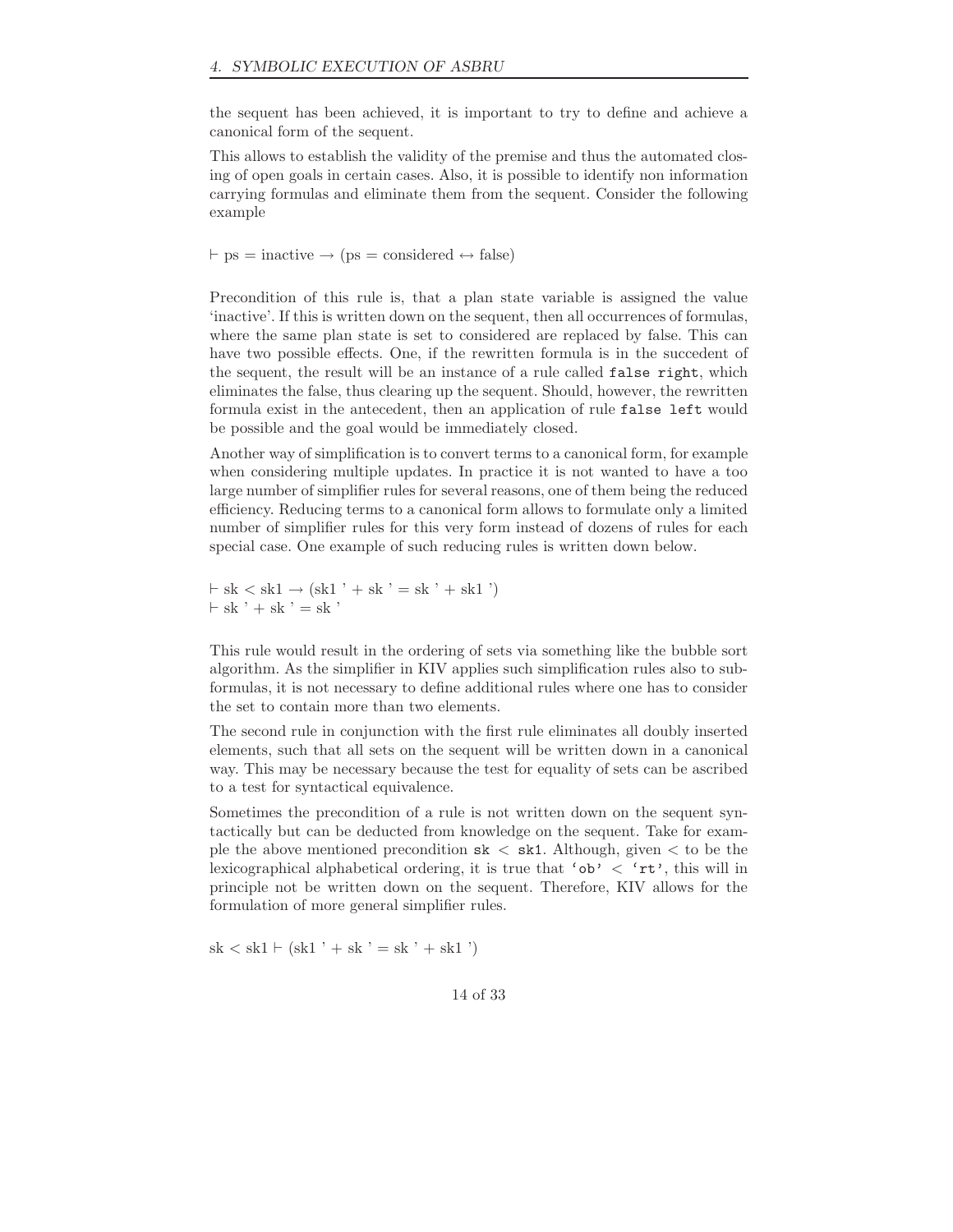the sequent has been achieved, it is important to try to define and achieve a canonical form of the sequent.

This allows to establish the validity of the premise and thus the automated closing of open goals in certain cases. Also, it is possible to identify non information carrying formulas and eliminate them from the sequent. Consider the following example

$$\vdash \text{ps} = \text{inactive} \rightarrow (\text{ps} = \text{considered} \leftrightarrow \text{false})$$

Precondition of this rule is, that a plan state variable is assigned the value 'inactive'. If this is written down on the sequent, then all occurrences of formulas, where the same plan state is set to considered are replaced by false. This can have two possible effects. One, if the rewritten formula is in the succedent of the sequent, the result will be an instance of a rule called `false right`, which eliminates the false, thus clearing up the sequent. Should, however, the rewritten formula exist in the antecedent, then an application of rule `false left` would be possible and the goal would be immediately closed.

Another way of simplification is to convert terms to a canonical form, for example when considering multiple updates. In practice it is not wanted to have a too large number of simplifier rules for several reasons, one of them being the reduced efficiency. Reducing terms to a canonical form allows to formulate only a limited number of simplifier rules for this very form instead of dozens of rules for each special case. One example of such reducing rules is written down below.

$$\vdash \text{sk} < \text{sk1} \rightarrow (\text{sk1}\ ' + \text{sk}\ ' = \text{sk}\ ' + \text{sk1}\ ')$$
$$\vdash \text{sk}\ ' + \text{sk}\ ' = \text{sk}\ '$$

This rule would result in the ordering of sets via something like the bubble sort algorithm. As the simplifier in KIV applies such simplification rules also to subformulas, it is not necessary to define additional rules where one has to consider the set to contain more than two elements.

The second rule in conjunction with the first rule eliminates all doubly inserted elements, such that all sets on the sequent will be written down in a canonical way. This may be necessary because the test for equality of sets can be ascribed to a test for syntactical equivalence.

Sometimes the precondition of a rule is not written down on the sequent syntactically but can be deducted from knowledge on the sequent. Take for example the above mentioned precondition `sk < sk1`. Although, given $<$ to be the lexicographical alphabetical ordering, it is true that `'ob' < 'rt'`, this will in principle not be written down on the sequent. Therefore, KIV allows for the formulation of more general simplifier rules.

$$\text{sk} < \text{sk1} \vdash (\text{sk1}\ ' + \text{sk}\ ' = \text{sk}\ ' + \text{sk1}\ ')$$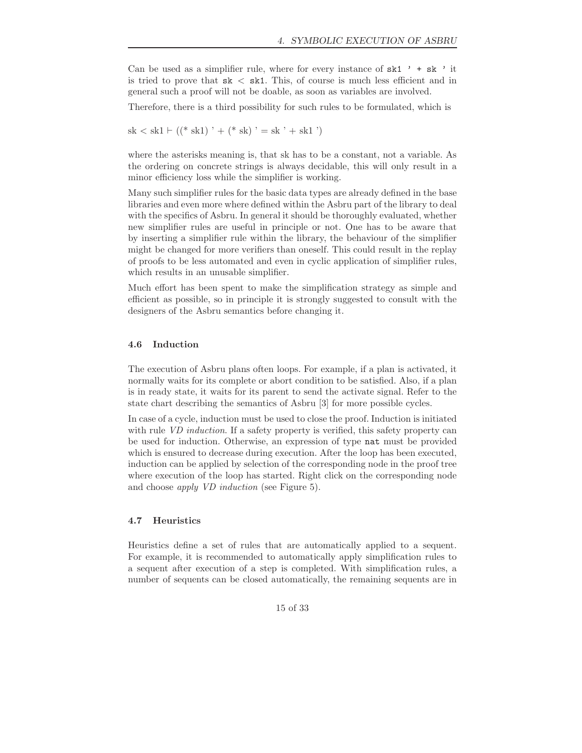Can be used as a simplifier rule, where for every instance of `sk1 ' + sk '` it is tried to prove that `sk < sk1`. This, of course is much less efficient and in general such a proof will not be doable, as soon as variables are involved.

Therefore, there is a third possibility for such rules to be formulated, which is

sk < sk1 ⊢ ((* sk1) ' + (* sk) ' = sk ' + sk1 ')

where the asterisks meaning is, that sk has to be a constant, not a variable. As the ordering on concrete strings is always decidable, this will only result in a minor efficiency loss while the simplifier is working.

Many such simplifier rules for the basic data types are already defined in the base libraries and even more where defined within the Asbru part of the library to deal with the specifics of Asbru. In general it should be thoroughly evaluated, whether new simplifier rules are useful in principle or not. One has to be aware that by inserting a simplifier rule within the library, the behaviour of the simplifier might be changed for more verifiers than oneself. This could result in the replay of proofs to be less automated and even in cyclic application of simplifier rules, which results in an unusable simplifier.

Much effort has been spent to make the simplification strategy as simple and efficient as possible, so in principle it is strongly suggested to consult with the designers of the Asbru semantics before changing it.

### 4.6 Induction

The execution of Asbru plans often loops. For example, if a plan is activated, it normally waits for its complete or abort condition to be satisfied. Also, if a plan is in ready state, it waits for its parent to send the activate signal. Refer to the state chart describing the semantics of Asbru [3] for more possible cycles.

In case of a cycle, induction must be used to close the proof. Induction is initiated with rule *VD induction*. If a safety property is verified, this safety property can be used for induction. Otherwise, an expression of type `nat` must be provided which is ensured to decrease during execution. After the loop has been executed, induction can be applied by selection of the corresponding node in the proof tree where execution of the loop has started. Right click on the corresponding node and choose *apply VD induction* (see Figure 5).

### 4.7 Heuristics

Heuristics define a set of rules that are automatically applied to a sequent. For example, it is recommended to automatically apply simplification rules to a sequent after execution of a step is completed. With simplification rules, a number of sequents can be closed automatically, the remaining sequents are in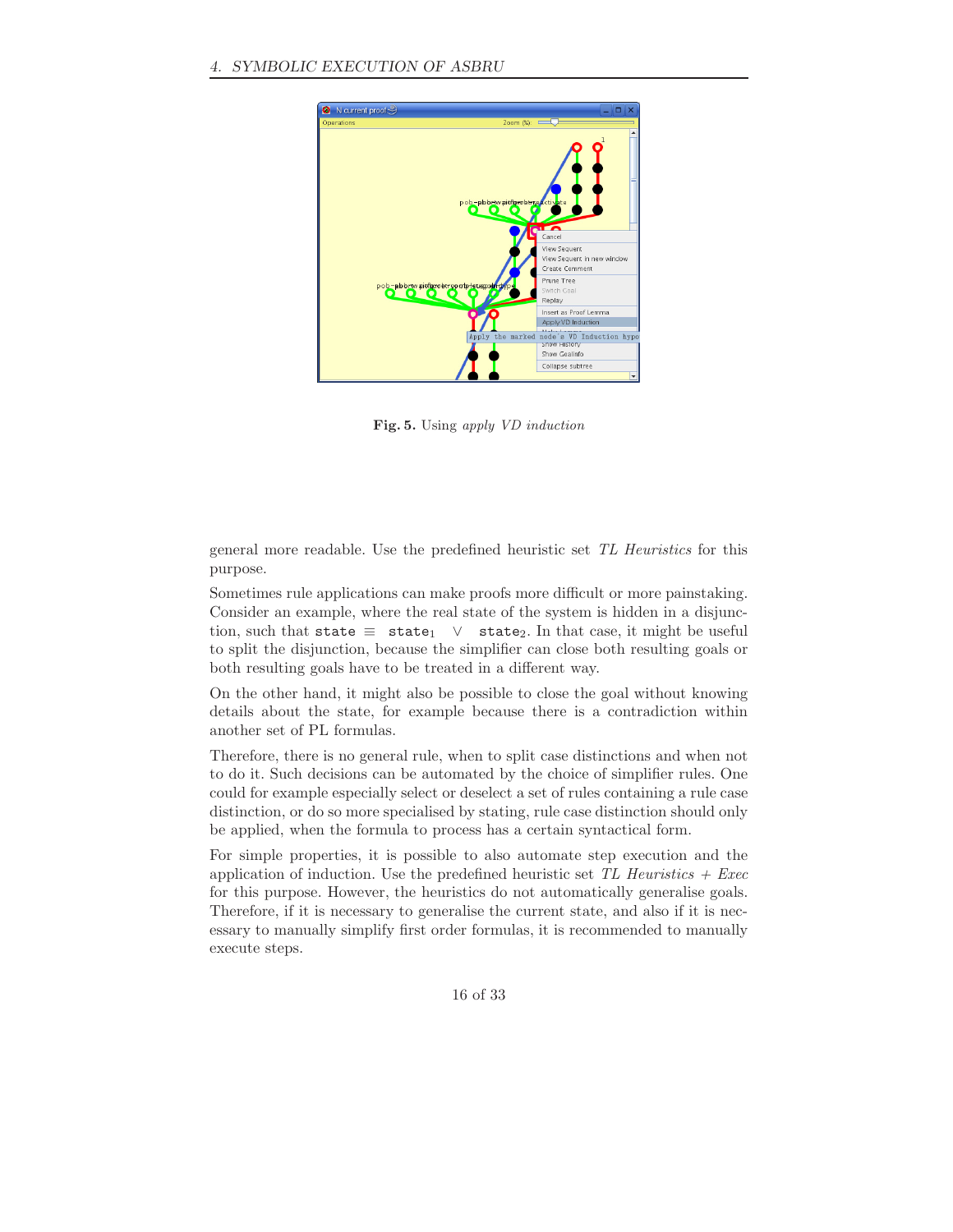**Fig. 5.** Using *apply VD induction*

general more readable. Use the predefined heuristic set *TL Heuristics* for this purpose.

Sometimes rule applications can make proofs more difficult or more painstaking. Consider an example, where the real state of the system is hidden in a disjunction, such that state $\equiv$ $\texttt{state}_1 \vee \texttt{state}_2$. In that case, it might be useful to split the disjunction, because the simplifier can close both resulting goals or both resulting goals have to be treated in a different way.

On the other hand, it might also be possible to close the goal without knowing details about the state, for example because there is a contradiction within another set of PL formulas.

Therefore, there is no general rule, when to split case distinctions and when not to do it. Such decisions can be automated by the choice of simplifier rules. One could for example especially select or deselect a set of rules containing a rule case distinction, or do so more specialised by stating, rule case distinction should only be applied, when the formula to process has a certain syntactical form.

For simple properties, it is possible to also automate step execution and the application of induction. Use the predefined heuristic set *TL Heuristics + Exec* for this purpose. However, the heuristics do not automatically generalise goals. Therefore, if it is necessary to generalise the current state, and also if it is necessary to manually simplify first order formulas, it is recommended to manually execute steps.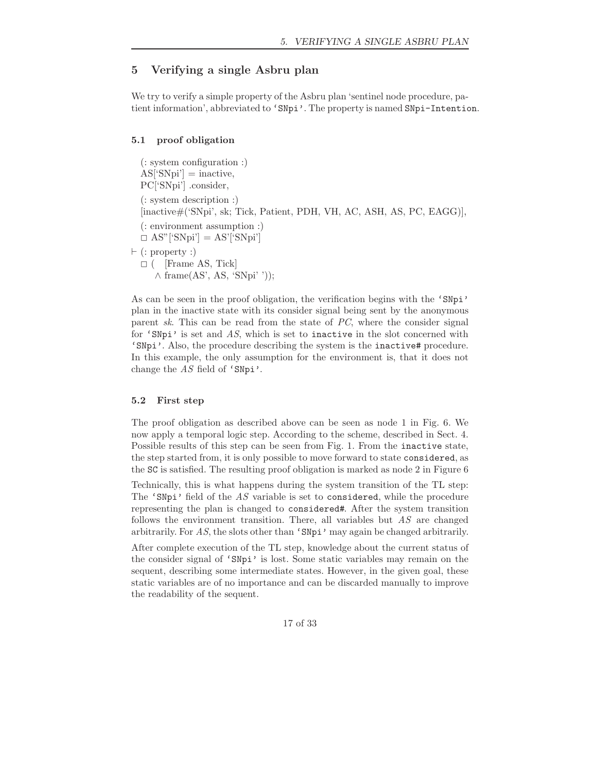## 5 Verifying a single Asbru plan

We try to verify a simple property of the Asbru plan 'sentinel node procedure, patient information', abbreviated to `'SNpi'`. The property is named `SNpi-Intention`.

### 5.1 proof obligation

(: system configuration :)
AS['SNpi'] = inactive,
PC['SNpi'] .consider,
(: system description :)
[inactive#('SNpi', sk; Tick, Patient, PDH, VH, AC, ASH, AS, PC, EAGG)],
(: environment assumption :)
$\Box$ AS"['SNpi'] = AS'['SNpi']

$\vdash$ (: property :)
$\Box$ ( [Frame AS, Tick]
$\wedge$ frame(AS', AS, 'SNpi' ));

As can be seen in the proof obligation, the verification begins with the `'SNpi'` plan in the inactive state with its consider signal being sent by the anonymous parent *sk*. This can be read from the state of *PC*, where the consider signal for `'SNpi'` is set and *AS*, which is set to `inactive` in the slot concerned with `'SNpi'`. Also, the procedure describing the system is the `inactive#` procedure. In this example, the only assumption for the environment is, that it does not change the *AS* field of `'SNpi'`.

### 5.2 First step

The proof obligation as described above can be seen as node 1 in Fig. 6. We now apply a temporal logic step. According to the scheme, described in Sect. 4. Possible results of this step can be seen from Fig. 1. From the `inactive` state, the step started from, it is only possible to move forward to state `considered`, as the `SC` is satisfied. The resulting proof obligation is marked as node 2 in Figure 6

Technically, this is what happens during the system transition of the TL step: The `'SNpi'` field of the *AS* variable is set to `considered`, while the procedure representing the plan is changed to `considered#`. After the system transition follows the environment transition. There, all variables but *AS* are changed arbitrarily. For *AS*, the slots other than `'SNpi'` may again be changed arbitrarily.

After complete execution of the TL step, knowledge about the current status of the consider signal of `'SNpi'` is lost. Some static variables may remain on the sequent, describing some intermediate states. However, in the given goal, these static variables are of no importance and can be discarded manually to improve the readability of the sequent.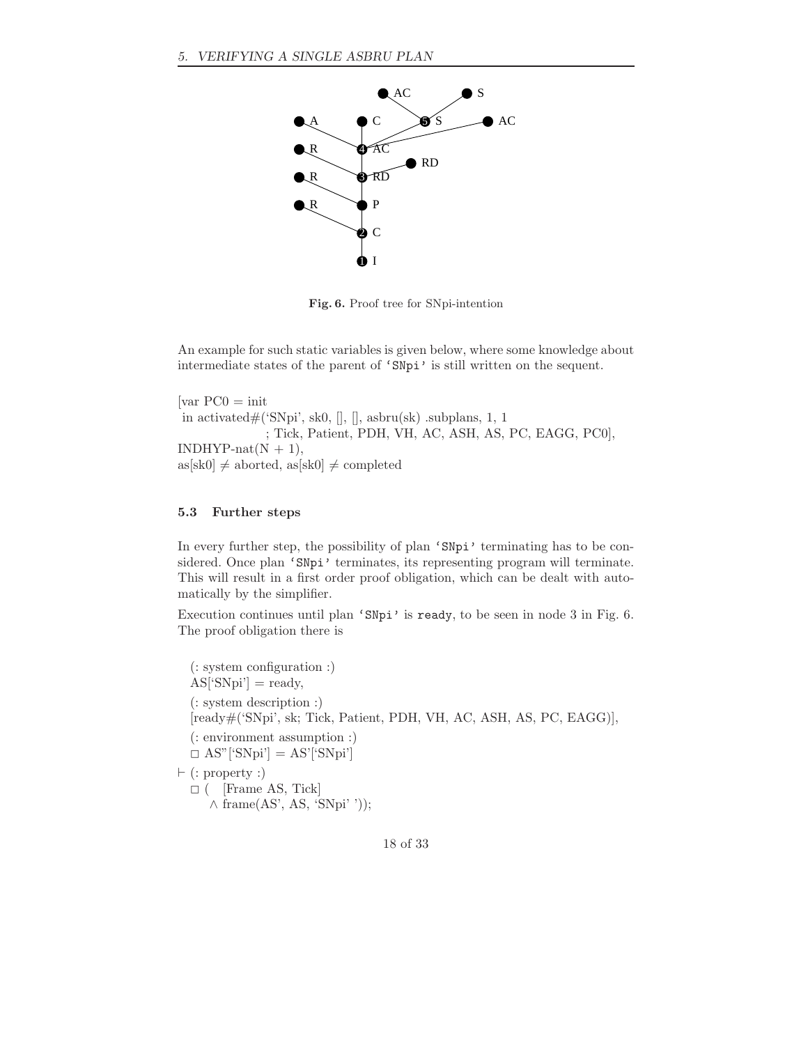Fig. 6. Proof tree for SNpi-intention

An example for such static variables is given below, where some knowledge about intermediate states of the parent of 'SNpi' is still written on the sequent.

```
[var PC0 = init
 in activated#('SNpi', sk0, [], [], asbru(sk) .subplans, 1, 1
                 ; Tick, Patient, PDH, VH, AC, ASH, AS, PC, EAGG, PC0],
INDHYP-nat(N + 1),
as[sk0] ≠ aborted, as[sk0] ≠ completed
```

### 5.3 Further steps

In every further step, the possibility of plan 'SNpi' terminating has to be considered. Once plan 'SNpi' terminates, its representing program will terminate. This will result in a first order proof obligation, which can be dealt with automatically by the simplifier.

Execution continues until plan 'SNpi' is ready, to be seen in node 3 in Fig. 6. The proof obligation there is

```
  (: system configuration :)
  AS['SNpi'] = ready,
  (: system description :)
  [ready#('SNpi', sk; Tick, Patient, PDH, VH, AC, ASH, AS, PC, EAGG)],
  (: environment assumption :)
  □ AS''['SNpi'] = AS'['SNpi']
⊢ (: property :)
  □ (  [Frame AS, Tick]
     ∧ frame(AS', AS, 'SNpi' ));
```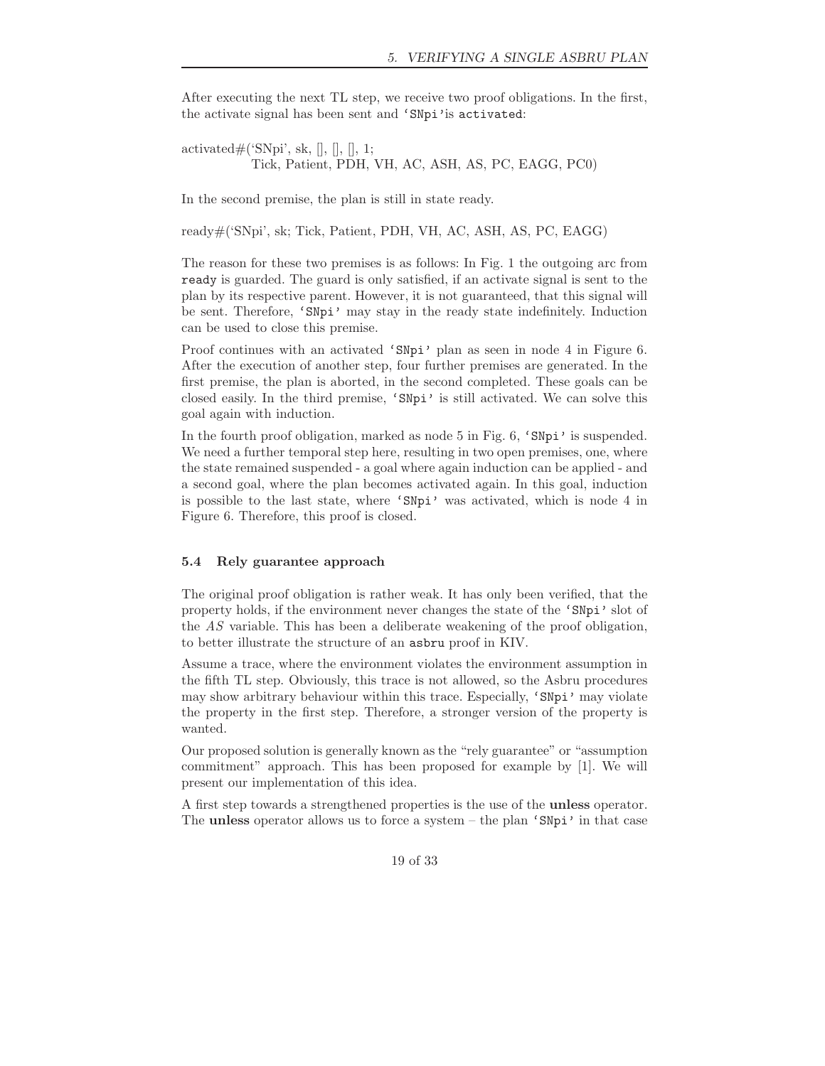After executing the next TL step, we receive two proof obligations. In the first, the activate signal has been sent and `'SNpi'`is `activated`:

activated#('SNpi', sk, [], [], [], 1;
    Tick, Patient, PDH, VH, AC, ASH, AS, PC, EAGG, PC0)

In the second premise, the plan is still in state ready.

ready#('SNpi', sk; Tick, Patient, PDH, VH, AC, ASH, AS, PC, EAGG)

The reason for these two premises is as follows: In Fig. 1 the outgoing arc from `ready` is guarded. The guard is only satisfied, if an activate signal is sent to the plan by its respective parent. However, it is not guaranteed, that this signal will be sent. Therefore, `'SNpi'` may stay in the ready state indefinitely. Induction can be used to close this premise.

Proof continues with an activated `'SNpi'` plan as seen in node 4 in Figure 6. After the execution of another step, four further premises are generated. In the first premise, the plan is aborted, in the second completed. These goals can be closed easily. In the third premise, `'SNpi'` is still activated. We can solve this goal again with induction.

In the fourth proof obligation, marked as node 5 in Fig. 6, `'SNpi'` is suspended. We need a further temporal step here, resulting in two open premises, one, where the state remained suspended - a goal where again induction can be applied - and a second goal, where the plan becomes activated again. In this goal, induction is possible to the last state, where `'SNpi'` was activated, which is node 4 in Figure 6. Therefore, this proof is closed.

### 5.4 Rely guarantee approach

The original proof obligation is rather weak. It has only been verified, that the property holds, if the environment never changes the state of the `'SNpi'` slot of the *AS* variable. This has been a deliberate weakening of the proof obligation, to better illustrate the structure of an `asbru` proof in KIV.

Assume a trace, where the environment violates the environment assumption in the fifth TL step. Obviously, this trace is not allowed, so the Asbru procedures may show arbitrary behaviour within this trace. Especially, `'SNpi'` may violate the property in the first step. Therefore, a stronger version of the property is wanted.

Our proposed solution is generally known as the "rely guarantee" or "assumption commitment" approach. This has been proposed for example by [1]. We will present our implementation of this idea.

A first step towards a strengthened properties is the use of the **unless** operator. The **unless** operator allows us to force a system – the plan `'SNpi'` in that case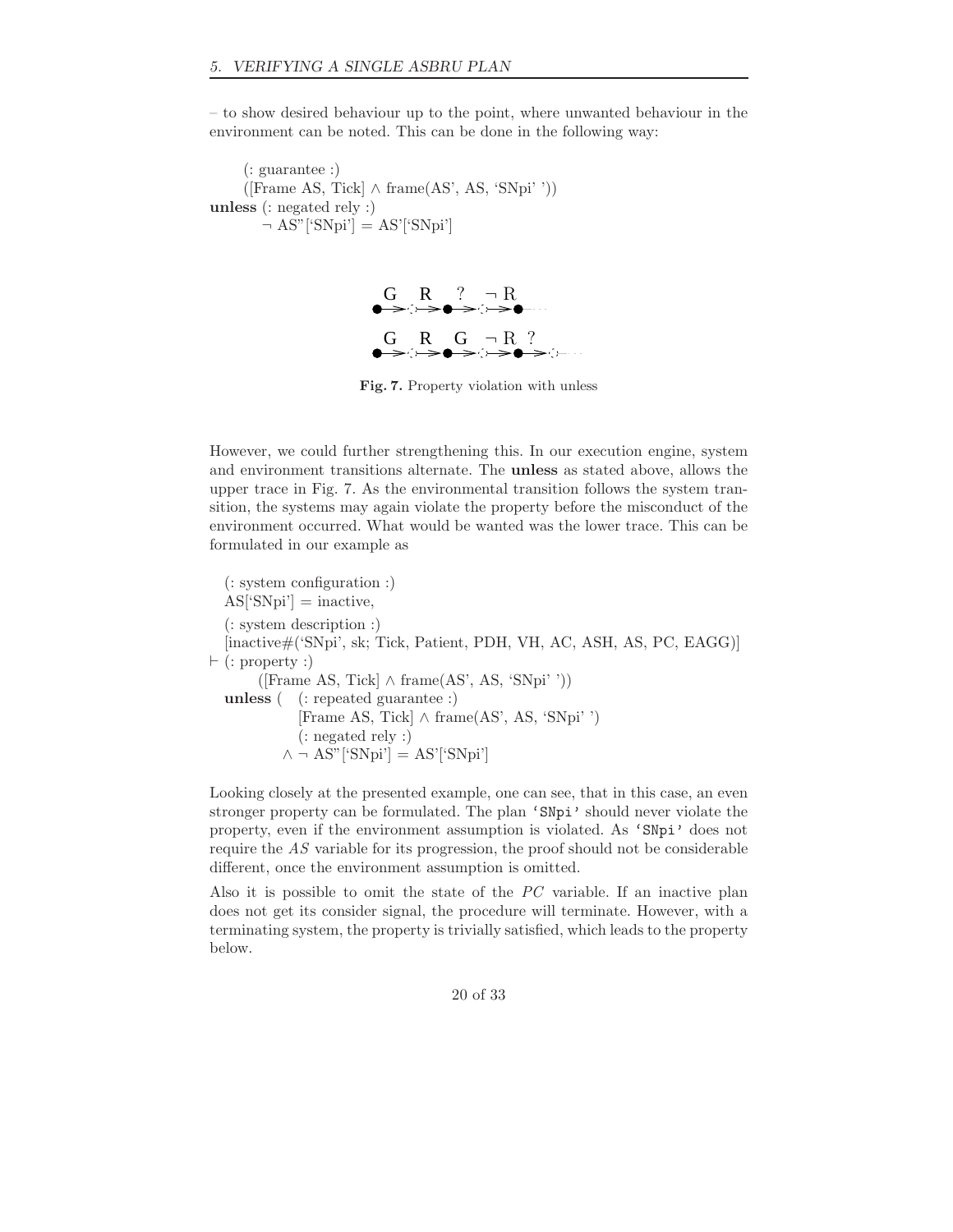– to show desired behaviour up to the point, where unwanted behaviour in the environment can be noted. This can be done in the following way:

```
    (: guarantee :)
    ([Frame AS, Tick] ∧ frame(AS', AS, 'SNpi' ))
unless (: negated rely :)
        ¬ AS"['SNpi'] = AS'['SNpi']
```

G R ? ¬ R

G R G ¬ R ?

**Fig. 7.** Property violation with unless

However, we could further strengthening this. In our execution engine, system and environment transitions alternate. The **unless** as stated above, allows the upper trace in Fig. 7. As the environmental transition follows the system transition, the systems may again violate the property before the misconduct of the environment occurred. What would be wanted was the lower trace. This can be formulated in our example as

```
  (: system configuration :)
  AS['SNpi'] = inactive,
  (: system description :)
  [inactive#('SNpi', sk; Tick, Patient, PDH, VH, AC, ASH, AS, PC, EAGG)]
⊢ (: property :)
       ([Frame AS, Tick] ∧ frame(AS', AS, 'SNpi' ))
  unless (  (: repeated guarantee :)
            [Frame AS, Tick] ∧ frame(AS', AS, 'SNpi' )
            (: negated rely :)
          ∧ ¬ AS"['SNpi'] = AS'['SNpi']
```

Looking closely at the presented example, one can see, that in this case, an even stronger property can be formulated. The plan `'SNpi'` should never violate the property, even if the environment assumption is violated. As `'SNpi'` does not require the *AS* variable for its progression, the proof should not be considerable different, once the environment assumption is omitted.

Also it is possible to omit the state of the *PC* variable. If an inactive plan does not get its consider signal, the procedure will terminate. However, with a terminating system, the property is trivially satisfied, which leads to the property below.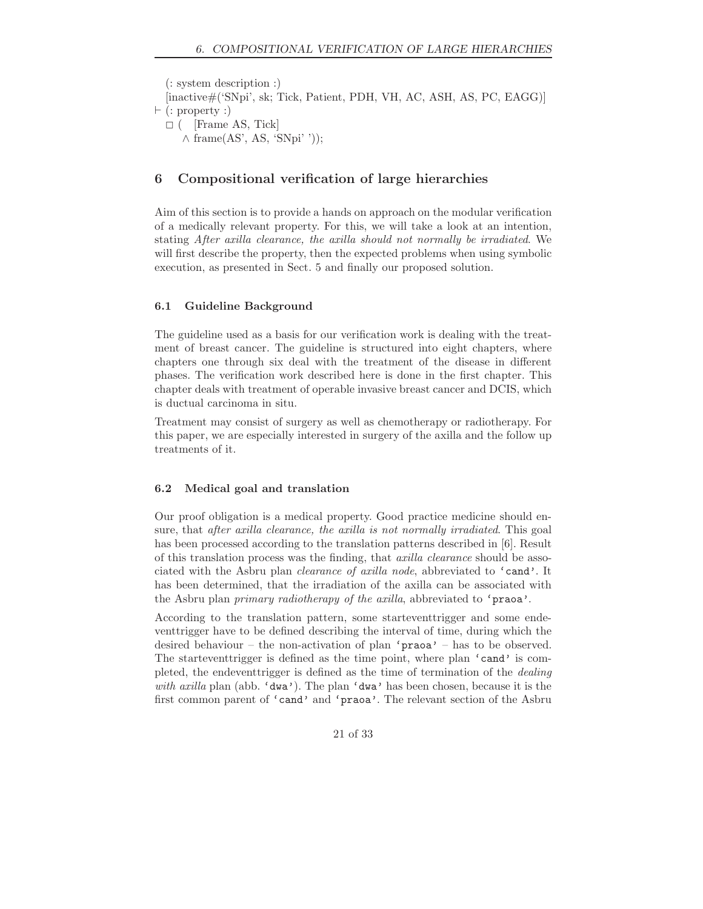(: system description :)
[inactive#('SNpi', sk; Tick, Patient, PDH, VH, AC, ASH, AS, PC, EAGG)]
$\vdash$ (: property :)
$\Box$ ( [Frame AS, Tick]
$\wedge$ frame(AS', AS, 'SNpi' '));

## 6 Compositional verification of large hierarchies

Aim of this section is to provide a hands on approach on the modular verification of a medically relevant property. For this, we will take a look at an intention, stating *After axilla clearance, the axilla should not normally be irradiated*. We will first describe the property, then the expected problems when using symbolic execution, as presented in Sect. 5 and finally our proposed solution.

### 6.1 Guideline Background

The guideline used as a basis for our verification work is dealing with the treatment of breast cancer. The guideline is structured into eight chapters, where chapters one through six deal with the treatment of the disease in different phases. The verification work described here is done in the first chapter. This chapter deals with treatment of operable invasive breast cancer and DCIS, which is ductual carcinoma in situ.

Treatment may consist of surgery as well as chemotherapy or radiotherapy. For this paper, we are especially interested in surgery of the axilla and the follow up treatments of it.

### 6.2 Medical goal and translation

Our proof obligation is a medical property. Good practice medicine should ensure, that *after axilla clearance, the axilla is not normally irradiated*. This goal has been processed according to the translation patterns described in [6]. Result of this translation process was the finding, that *axilla clearance* should be associated with the Asbru plan *clearance of axilla node*, abbreviated to `'cand'`. It has been determined, that the irradiation of the axilla can be associated with the Asbru plan *primary radiotherapy of the axilla*, abbreviated to `'praoa'`.

According to the translation pattern, some starteventtrigger and some endeventtrigger have to be defined describing the interval of time, during which the desired behaviour – the non-activation of plan `'praoa'` – has to be observed. The starteventtrigger is defined as the time point, where plan `'cand'` is completed, the endeventtrigger is defined as the time of termination of the *dealing with axilla* plan (abb. `'dwa'`). The plan `'dwa'` has been chosen, because it is the first common parent of `'cand'` and `'praoa'`. The relevant section of the Asbru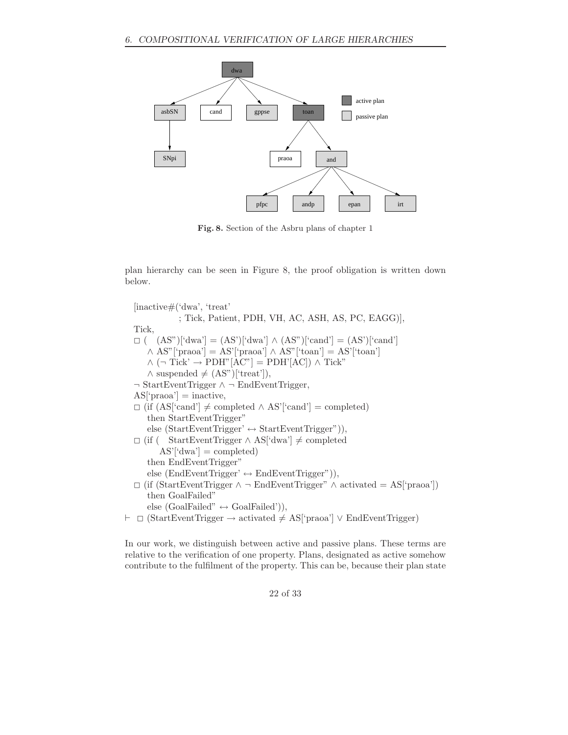**Fig. 8.** Section of the Asbru plans of chapter 1

plan hierarchy can be seen in Figure 8, the proof obligation is written down below.

$$
\begin{array}{l}
\text{[inactive\#('dwa', 'treat'} \\
\qquad \text{; Tick, Patient, PDH, VH, AC, ASH, AS, PC, EAGG)],} \\
\text{Tick,} \\
\Box\,( \;\; (AS'')[\text{'dwa'}] = (AS')[\text{'dwa'}] \land (AS'')[\text{'cand'}] = (AS')[\text{'cand'}] \\
\quad \land\, AS''[\text{'praoa'}] = AS'[\text{'praoa'}] \land AS''[\text{'toan'}] = AS'[\text{'toan'}] \\
\quad \land\, (\neg\, Tick' \rightarrow PDH''[AC''] = PDH'[AC]) \land Tick'' \\
\quad \land\, suspended \neq (AS'')[\text{'treat'}]), \\
\neg\, StartEventTrigger \land \neg\, EndEventTrigger, \\
AS[\text{'praoa'}] = inactive, \\
\Box\,(\text{if } (AS[\text{'cand'}] \neq completed \land AS'[\text{'cand'}] = completed) \\
\quad \text{then } StartEventTrigger'' \\
\quad \text{else } (StartEventTrigger' \leftrightarrow StartEventTrigger'')), \\
\Box\,(\text{if } ( \;\; StartEventTrigger \land AS[\text{'dwa'}] \neq completed \\
\qquad AS'[\text{'dwa'}] = completed) \\
\quad \text{then } EndEventTrigger'' \\
\quad \text{else } (EndEventTrigger' \leftrightarrow EndEventTrigger'')), \\
\Box\,(\text{if } (StartEventTrigger \land \neg\, EndEventTrigger'' \land activated = AS[\text{'praoa'}]) \\
\quad \text{then } GoalFailed'' \\
\quad \text{else } (GoalFailed'' \leftrightarrow GoalFailed')), \\
\vdash\;\; \Box\,(StartEventTrigger \rightarrow activated \neq AS[\text{'praoa'}] \lor EndEventTrigger)
\end{array}
$$

In our work, we distinguish between active and passive plans. These terms are relative to the verification of one property. Plans, designated as active somehow contribute to the fulfilment of the property. This can be, because their plan state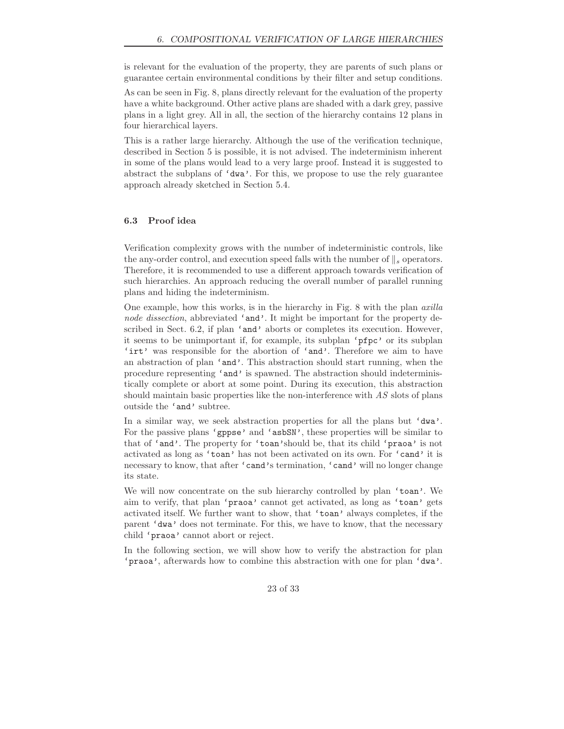is relevant for the evaluation of the property, they are parents of such plans or guarantee certain environmental conditions by their filter and setup conditions.

As can be seen in Fig. 8, plans directly relevant for the evaluation of the property have a white background. Other active plans are shaded with a dark grey, passive plans in a light grey. All in all, the section of the hierarchy contains 12 plans in four hierarchical layers.

This is a rather large hierarchy. Although the use of the verification technique, described in Section 5 is possible, it is not advised. The indeterminism inherent in some of the plans would lead to a very large proof. Instead it is suggested to abstract the subplans of `'dwa'`. For this, we propose to use the rely guarantee approach already sketched in Section 5.4.

### 6.3 Proof idea

Verification complexity grows with the number of indeterministic controls, like the any-order control, and execution speed falls with the number of $\|_s$ operators. Therefore, it is recommended to use a different approach towards verification of such hierarchies. An approach reducing the overall number of parallel running plans and hiding the indeterminism.

One example, how this works, is in the hierarchy in Fig. 8 with the plan *axilla node dissection*, abbreviated `'and'`. It might be important for the property described in Sect. 6.2, if plan `'and'` aborts or completes its execution. However, it seems to be unimportant if, for example, its subplan `'pfpc'` or its subplan `'irt'` was responsible for the abortion of `'and'`. Therefore we aim to have an abstraction of plan `'and'`. This abstraction should start running, when the procedure representing `'and'` is spawned. The abstraction should indeterministically complete or abort at some point. During its execution, this abstraction should maintain basic properties like the non-interference with *AS* slots of plans outside the `'and'` subtree.

In a similar way, we seek abstraction properties for all the plans but `'dwa'`. For the passive plans `'gppse'` and `'asbSN'`, these properties will be similar to that of `'and'`. The property for `'toan'`should be, that its child `'praoa'` is not activated as long as `'toan'` has not been activated on its own. For `'cand'` it is necessary to know, that after `'cand'`s termination, `'cand'` will no longer change its state.

We will now concentrate on the sub hierarchy controlled by plan `'toan'`. We aim to verify, that plan `'praoa'` cannot get activated, as long as `'toan'` gets activated itself. We further want to show, that `'toan'` always completes, if the parent `'dwa'` does not terminate. For this, we have to know, that the necessary child `'praoa'` cannot abort or reject.

In the following section, we will show how to verify the abstraction for plan `'praoa'`, afterwards how to combine this abstraction with one for plan `'dwa'`.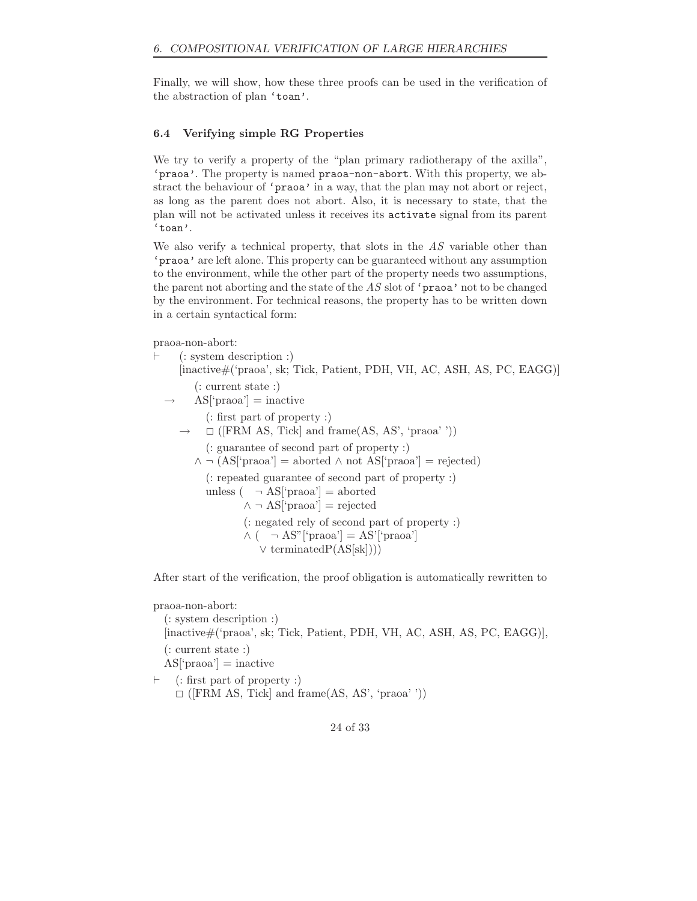Finally, we will show, how these three proofs can be used in the verification of the abstraction of plan `'toan'`.

### 6.4 Verifying simple RG Properties

We try to verify a property of the "plan primary radiotherapy of the axilla", `'praoa'`. The property is named `praoa-non-abort`. With this property, we abstract the behaviour of `'praoa'` in a way, that the plan may not abort or reject, as long as the parent does not abort. Also, it is necessary to state, that the plan will not be activated unless it receives its `activate` signal from its parent `'toan'`.

We also verify a technical property, that slots in the $AS$ variable other than `'praoa'` are left alone. This property can be guaranteed without any assumption to the environment, while the other part of the property needs two assumptions, the parent not aborting and the state of the $AS$ slot of `'praoa'` not to be changed by the environment. For technical reasons, the property has to be written down in a certain syntactical form:

praoa-non-abort:

$\vdash$ (: system description :)
  [inactive#('praoa', sk; Tick, Patient, PDH, VH, AC, ASH, AS, PC, EAGG)]
    (: current state :)
  $\rightarrow$ AS['praoa'] = inactive
      (: first part of property :)
    $\rightarrow$ $\Box$ ([FRM AS, Tick] and frame(AS, AS', 'praoa' '))
      (: guarantee of second part of property :)
    $\wedge$ $\neg$ (AS['praoa'] = aborted $\wedge$ not AS['praoa'] = rejected)
      (: repeated guarantee of second part of property :)
      unless ( $\neg$ AS['praoa'] = aborted
          $\wedge$ $\neg$ AS['praoa'] = rejected
          (: negated rely of second part of property :)
          $\wedge$ ( $\neg$ AS"['praoa'] = AS'['praoa']
            $\vee$ terminatedP(AS[sk])))

After start of the verification, the proof obligation is automatically rewritten to

praoa-non-abort:
  (: system description :)
  [inactive#('praoa', sk; Tick, Patient, PDH, VH, AC, ASH, AS, PC, EAGG)],
  (: current state :)
  AS['praoa'] = inactive

$\vdash$ (: first part of property :)
  $\Box$ ([FRM AS, Tick] and frame(AS, AS', 'praoa' '))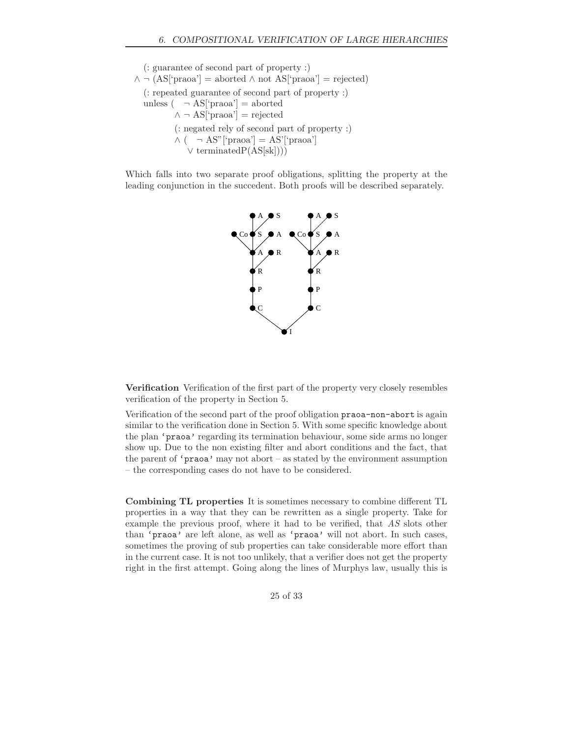(: guarantee of second part of property :)
∧ ¬ (AS[‘praoa’] = aborted ∧ not AS[‘praoa’] = rejected)
(: repeated guarantee of second part of property :)
unless ( ¬ AS[‘praoa’] = aborted
∧ ¬ AS[‘praoa’] = rejected
(: negated rely of second part of property :)
∧ ( ¬ AS”[‘praoa’] = AS’[‘praoa’]
∨ terminatedP(AS[sk])))

Which falls into two separate proof obligations, splitting the property at the leading conjunction in the succedent. Both proofs will be described separately.

**Verification** Verification of the first part of the property very closely resembles verification of the property in Section 5.

Verification of the second part of the proof obligation `praoa-non-abort` is again similar to the verification done in Section 5. With some specific knowledge about the plan `'praoa'` regarding its termination behaviour, some side arms no longer show up. Due to the non existing filter and abort conditions and the fact, that the parent of `'praoa'` may not abort – as stated by the environment assumption – the corresponding cases do not have to be considered.

**Combining TL properties** It is sometimes necessary to combine different TL properties in a way that they can be rewritten as a single property. Take for example the previous proof, where it had to be verified, that *AS* slots other than `'praoa'` are left alone, as well as `'praoa'` will not abort. In such cases, sometimes the proving of sub properties can take considerable more effort than in the current case. It is not too unlikely, that a verifier does not get the property right in the first attempt. Going along the lines of Murphys law, usually this is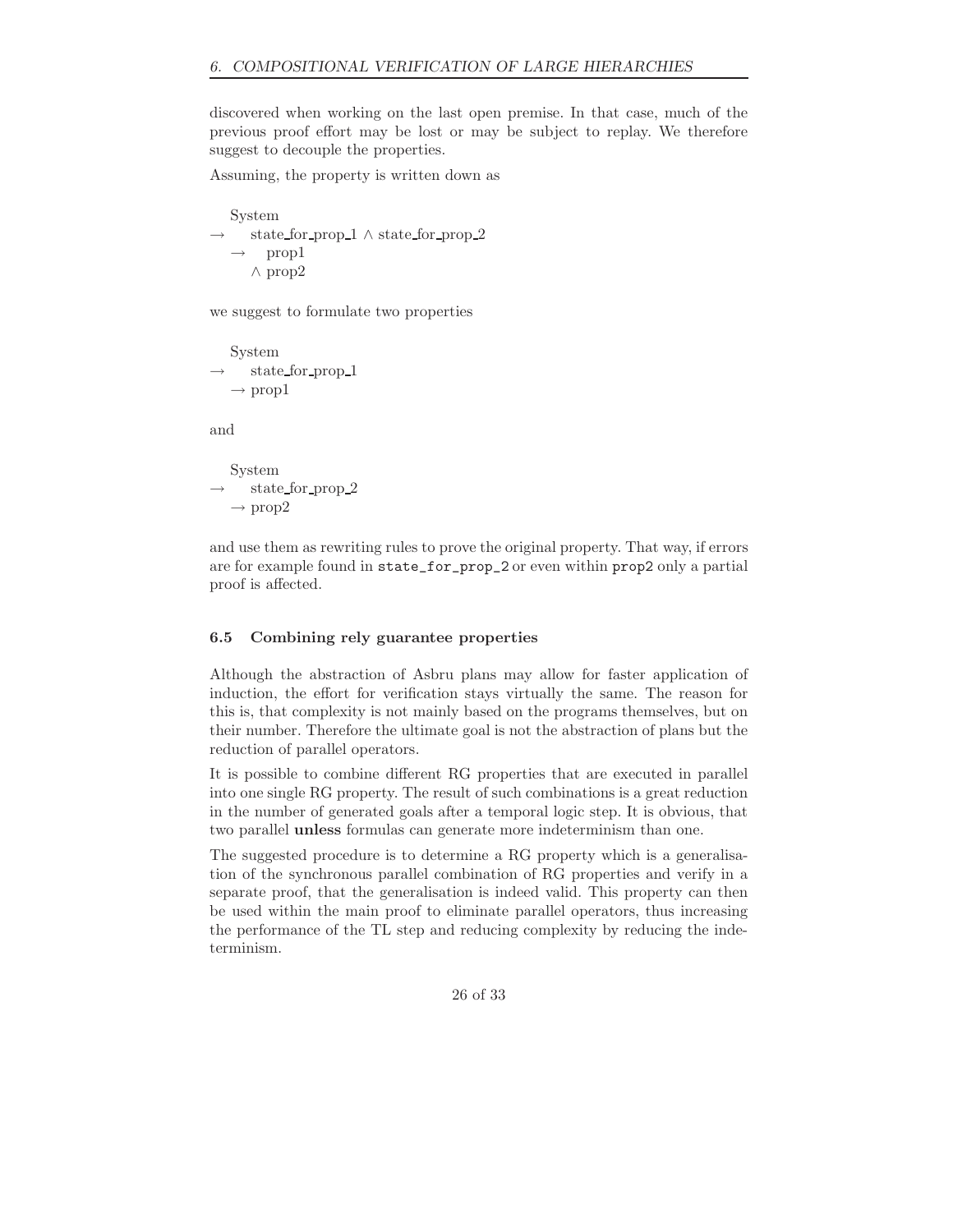discovered when working on the last open premise. In that case, much of the previous proof effort may be lost or may be subject to replay. We therefore suggest to decouple the properties.

Assuming, the property is written down as

$$
\begin{array}{l}
\quad \text{System} \\
\rightarrow \quad \text{state\_for\_prop\_1} \wedge \text{state\_for\_prop\_2} \\
\quad \rightarrow \quad \text{prop1} \\
\qquad \wedge \text{ prop2}
\end{array}
$$

we suggest to formulate two properties

$$
\begin{array}{l}
\quad \text{System} \\
\rightarrow \quad \text{state\_for\_prop\_1} \\
\quad \rightarrow \text{prop1}
\end{array}
$$

and

$$
\begin{array}{l}
\quad \text{System} \\
\rightarrow \quad \text{state\_for\_prop\_2} \\
\quad \rightarrow \text{prop2}
\end{array}
$$

and use them as rewriting rules to prove the original property. That way, if errors are for example found in `state_for_prop_2` or even within `prop2` only a partial proof is affected.

### 6.5 Combining rely guarantee properties

Although the abstraction of Asbru plans may allow for faster application of induction, the effort for verification stays virtually the same. The reason for this is, that complexity is not mainly based on the programs themselves, but on their number. Therefore the ultimate goal is not the abstraction of plans but the reduction of parallel operators.

It is possible to combine different RG properties that are executed in parallel into one single RG property. The result of such combinations is a great reduction in the number of generated goals after a temporal logic step. It is obvious, that two parallel **unless** formulas can generate more indeterminism than one.

The suggested procedure is to determine a RG property which is a generalisation of the synchronous parallel combination of RG properties and verify in a separate proof, that the generalisation is indeed valid. This property can then be used within the main proof to eliminate parallel operators, thus increasing the performance of the TL step and reducing complexity by reducing the indeterminism.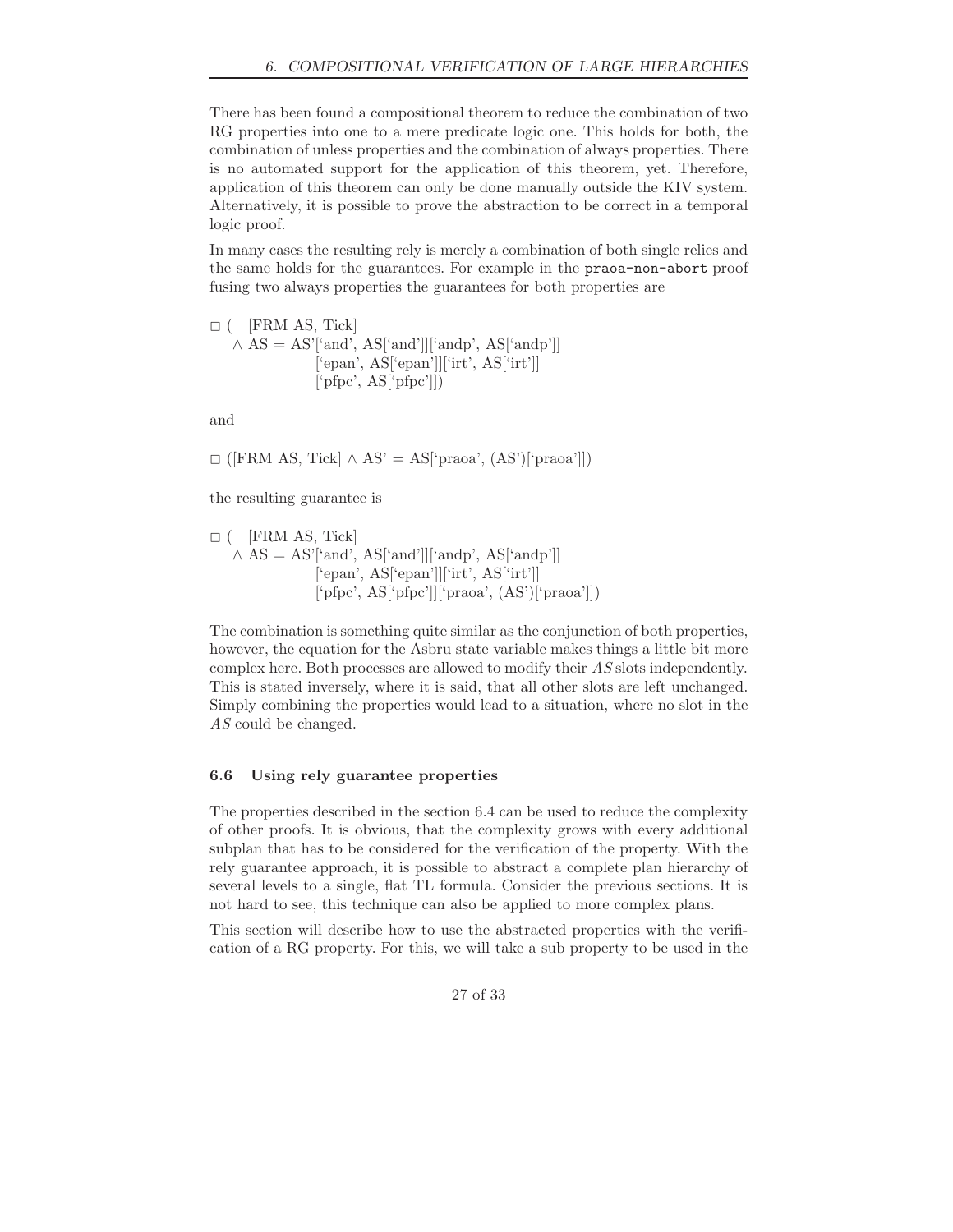There has been found a compositional theorem to reduce the combination of two RG properties into one to a mere predicate logic one. This holds for both, the combination of unless properties and the combination of always properties. There is no automated support for the application of this theorem, yet. Therefore, application of this theorem can only be done manually outside the KIV system. Alternatively, it is possible to prove the abstraction to be correct in a temporal logic proof.

In many cases the resulting rely is merely a combination of both single relies and the same holds for the guarantees. For example in the `praoa-non-abort` proof fusing two always properties the guarantees for both properties are

$$
\begin{aligned}
\Box\,(\;& [\text{FRM AS, Tick}] \\
& \wedge \text{AS} = \text{AS'}[\text{`and'}, \text{AS}[\text{`and'}]][\text{`andp'}, \text{AS}[\text{`andp'}]] \\
& \qquad\qquad [\text{`epan'}, \text{AS}[\text{`epan'}]][\text{`irt'}, \text{AS}[\text{`irt'}]] \\
& \qquad\qquad [\text{`pfpc'}, \text{AS}[\text{`pfpc'}]])
\end{aligned}
$$

and

$$
\Box\,([\text{FRM AS, Tick}] \wedge \text{AS'} = \text{AS}[\text{`praoa'}, (\text{AS'})[\text{`praoa'}]])
$$

the resulting guarantee is

$$
\begin{aligned}
\Box\,(\;& [\text{FRM AS, Tick}] \\
& \wedge \text{AS} = \text{AS'}[\text{`and'}, \text{AS}[\text{`and'}]][\text{`andp'}, \text{AS}[\text{`andp'}]] \\
& \qquad\qquad [\text{`epan'}, \text{AS}[\text{`epan'}]][\text{`irt'}, \text{AS}[\text{`irt'}]] \\
& \qquad\qquad [\text{`pfpc'}, \text{AS}[\text{`pfpc'}]][\text{`praoa'}, (\text{AS'})[\text{`praoa'}]])
\end{aligned}
$$

The combination is something quite similar as the conjunction of both properties, however, the equation for the Asbru state variable makes things a little bit more complex here. Both processes are allowed to modify their *AS* slots independently. This is stated inversely, where it is said, that all other slots are left unchanged. Simply combining the properties would lead to a situation, where no slot in the *AS* could be changed.

### 6.6 Using rely guarantee properties

The properties described in the section 6.4 can be used to reduce the complexity of other proofs. It is obvious, that the complexity grows with every additional subplan that has to be considered for the verification of the property. With the rely guarantee approach, it is possible to abstract a complete plan hierarchy of several levels to a single, flat TL formula. Consider the previous sections. It is not hard to see, this technique can also be applied to more complex plans.

This section will describe how to use the abstracted properties with the verification of a RG property. For this, we will take a sub property to be used in the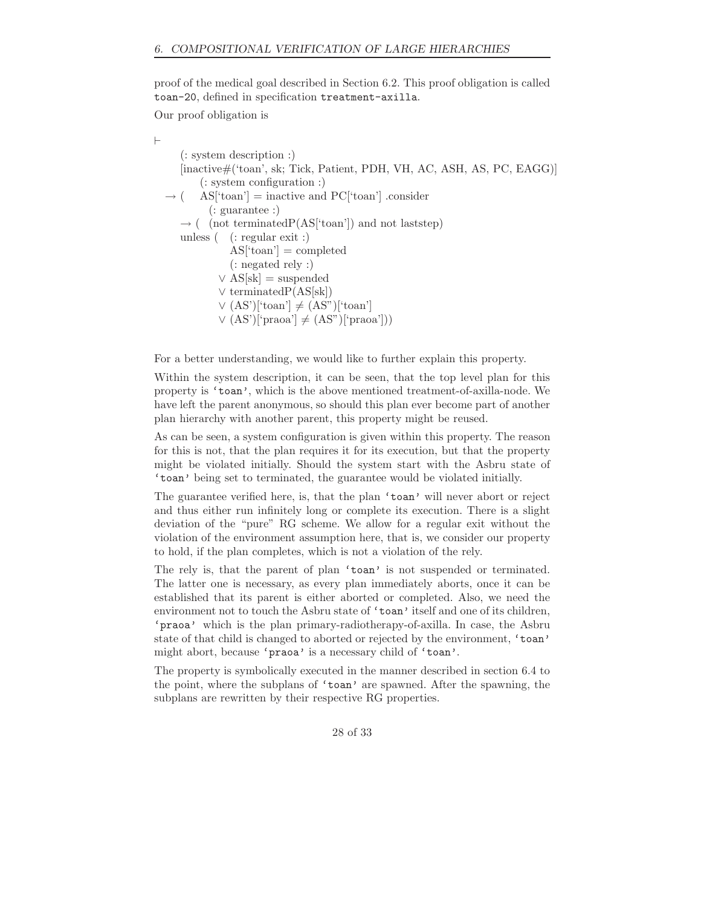proof of the medical goal described in Section 6.2. This proof obligation is called `toan-20`, defined in specification `treatment-axilla`.

Our proof obligation is

```
⊢
    (: system description :)
    [inactive#('toan', sk; Tick, Patient, PDH, VH, AC, ASH, AS, PC, EAGG)]
        (: system configuration :)
  → (    AS['toan'] = inactive and PC['toan'] .consider
          (: guarantee :)
    → (  (not terminatedP(AS['toan']) and not laststep)
    unless (   (: regular exit :)
               AS['toan'] = completed
               (: negated rely :)
             ∨ AS[sk] = suspended
             ∨ terminatedP(AS[sk])
             ∨ (AS')['toan'] ≠ (AS'')['toan']
             ∨ (AS')['praoa'] ≠ (AS'')['praoa']))
```

For a better understanding, we would like to further explain this property.

Within the system description, it can be seen, that the top level plan for this property is `'toan'`, which is the above mentioned treatment-of-axilla-node. We have left the parent anonymous, so should this plan ever become part of another plan hierarchy with another parent, this property might be reused.

As can be seen, a system configuration is given within this property. The reason for this is not, that the plan requires it for its execution, but that the property might be violated initially. Should the system start with the Asbru state of `'toan'` being set to terminated, the guarantee would be violated initially.

The guarantee verified here, is, that the plan `'toan'` will never abort or reject and thus either run infinitely long or complete its execution. There is a slight deviation of the "pure" RG scheme. We allow for a regular exit without the violation of the environment assumption here, that is, we consider our property to hold, if the plan completes, which is not a violation of the rely.

The rely is, that the parent of plan `'toan'` is not suspended or terminated. The latter one is necessary, as every plan immediately aborts, once it can be established that its parent is either aborted or completed. Also, we need the environment not to touch the Asbru state of `'toan'` itself and one of its children, `'praoa'` which is the plan primary-radiotherapy-of-axilla. In case, the Asbru state of that child is changed to aborted or rejected by the environment, `'toan'` might abort, because `'praoa'` is a necessary child of `'toan'`.

The property is symbolically executed in the manner described in section 6.4 to the point, where the subplans of `'toan'` are spawned. After the spawning, the subplans are rewritten by their respective RG properties.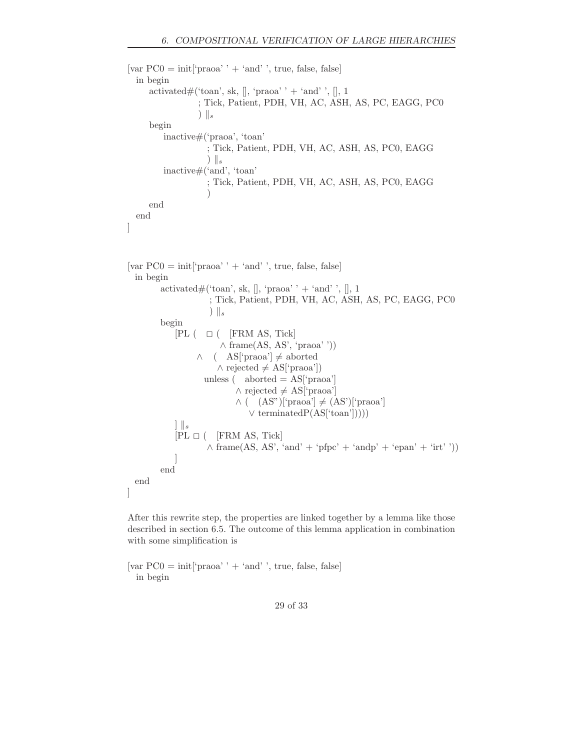```
[var PC0 = init['praoa' ' + 'and' ', true, false, false]
  in begin
      activated#('toan', sk, [], 'praoa' ' + 'and' ', [], 1
                  ; Tick, Patient, PDH, VH, AC, ASH, AS, PC, EAGG, PC0
                  ) ||s
      begin
          inactive#('praoa', 'toan'
                     ; Tick, Patient, PDH, VH, AC, ASH, AS, PC0, EAGG
                     ) ||s
          inactive#('and', 'toan'
                     ; Tick, Patient, PDH, VH, AC, ASH, AS, PC0, EAGG
                     )
      end
  end
]


[var PC0 = init['praoa' ' + 'and' ', true, false, false]
  in begin
        activated#('toan', sk, [], 'praoa' ' + 'and' ', [], 1
                     ; Tick, Patient, PDH, VH, AC, ASH, AS, PC, EAGG, PC0
                     ) ||s
        begin
            [PL (   □ (   [FRM AS, Tick]
                          ∧ frame(AS, AS', 'praoa' '))
                 ∧   (   AS['praoa'] ≠ aborted
                         ∧ rejected ≠ AS['praoa'])
                   unless (   aborted = AS['praoa']
                              ∧ rejected ≠ AS['praoa']
                              ∧ (   (AS")['praoa'] ≠ (AS')['praoa']
                                    ∨ terminatedP(AS['toan']))))
            ] ||s
            [PL □ (   [FRM AS, Tick]
                      ∧ frame(AS, AS', 'and' + 'pfpc' + 'andp' + 'epan' + 'irt' '))
            ]
        end
  end
]
```

After this rewrite step, the properties are linked together by a lemma like those described in section 6.5. The outcome of this lemma application in combination with some simplification is

```
[var PC0 = init['praoa' ' + 'and' ', true, false, false]
  in begin
```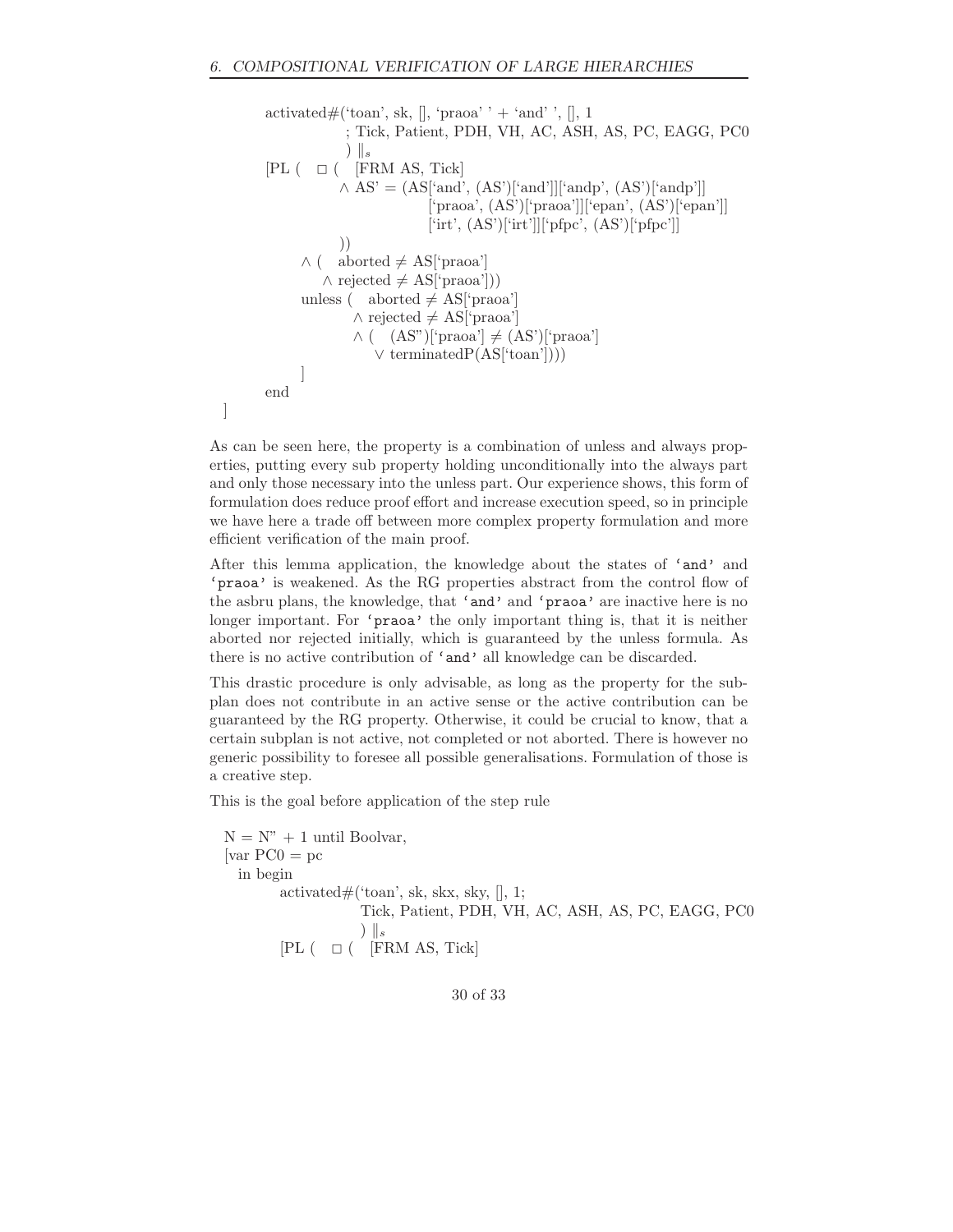```
        activated#('toan', sk, [], 'praoa' ' + 'and' ', [], 1
                   ; Tick, Patient, PDH, VH, AC, ASH, AS, PC, EAGG, PC0
                   ) ||_s
        [PL (   □ (   [FRM AS, Tick]
                    ∧ AS' = (AS['and', (AS')['and']]['andp', (AS')['andp']]
                                ['praoa', (AS')['praoa']]['epan', (AS')['epan']]
                                ['irt', (AS')['irt']]['pfpc', (AS')['pfpc']]
                    ))
             ∧ (   aborted ≠ AS['praoa']
                 ∧ rejected ≠ AS['praoa']))
             unless (   aborted ≠ AS['praoa']
                      ∧ rejected ≠ AS['praoa']
                      ∧ (   (AS")['praoa'] ≠ (AS')['praoa']
                          ∨ terminatedP(AS['toan'])))
             ]
        end
]
```

As can be seen here, the property is a combination of unless and always properties, putting every sub property holding unconditionally into the always part and only those necessary into the unless part. Our experience shows, this form of formulation does reduce proof effort and increase execution speed, so in principle we have here a trade off between more complex property formulation and more efficient verification of the main proof.

After this lemma application, the knowledge about the states of `'and'` and `'praoa'` is weakened. As the RG properties abstract from the control flow of the asbru plans, the knowledge, that `'and'` and `'praoa'` are inactive here is no longer important. For `'praoa'` the only important thing is, that it is neither aborted nor rejected initially, which is guaranteed by the unless formula. As there is no active contribution of `'and'` all knowledge can be discarded.

This drastic procedure is only advisable, as long as the property for the subplan does not contribute in an active sense or the active contribution can be guaranteed by the RG property. Otherwise, it could be crucial to know, that a certain subplan is not active, not completed or not aborted. There is however no generic possibility to foresee all possible generalisations. Formulation of those is a creative step.

This is the goal before application of the step rule

```
  N = N" + 1 until Boolvar,
  [var PC0 = pc
    in begin
          activated#('toan', sk, skx, sky, [], 1;
                     Tick, Patient, PDH, VH, AC, ASH, AS, PC, EAGG, PC0
                     ) ||_s
          [PL (   □ (   [FRM AS, Tick]
```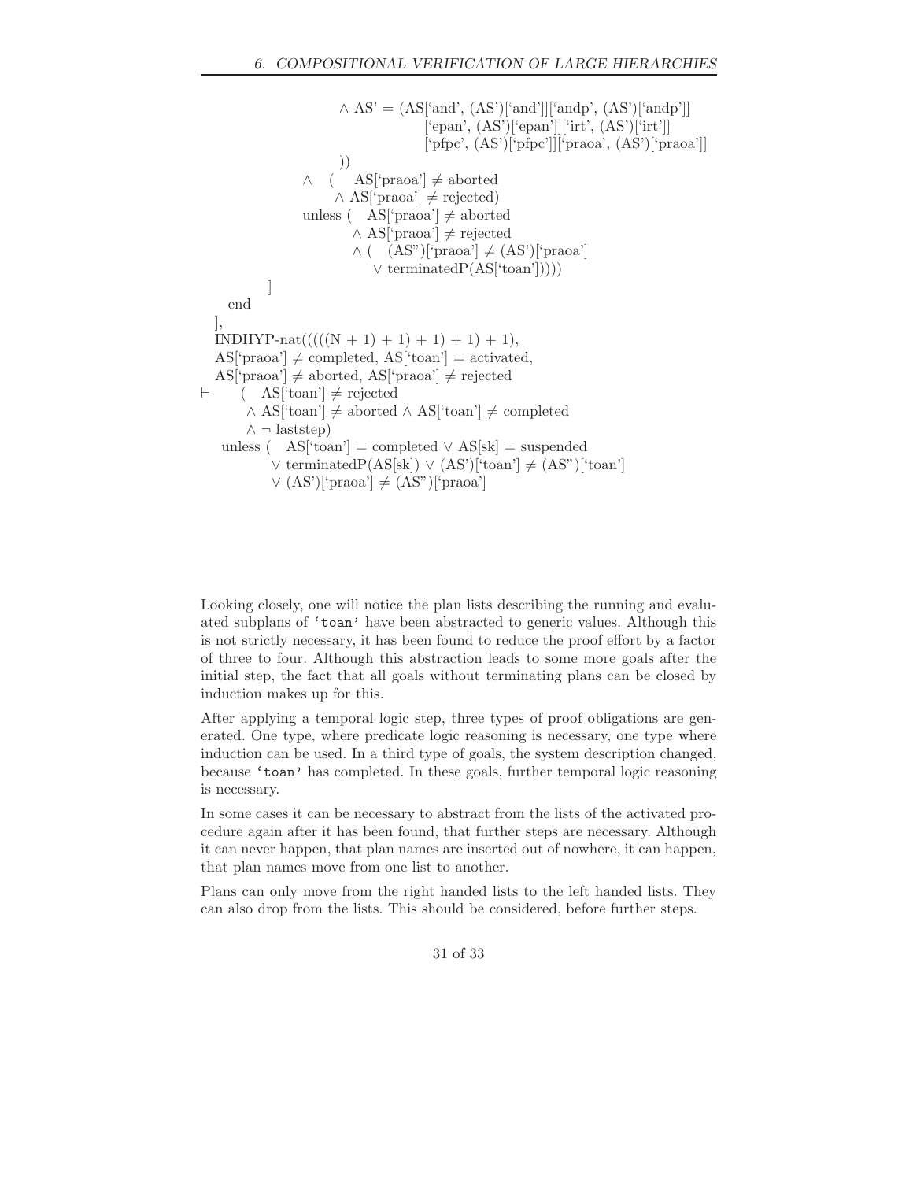```
                    ∧ AS' = (AS['and', (AS')['and']]['andp', (AS')['andp']]
                                  ['epan', (AS')['epan']]['irt', (AS')['irt']]
                                  ['pfpc', (AS')['pfpc']]['praoa', (AS')['praoa']]
                        ))
                ∧  (    AS['praoa'] ≠ aborted
                      ∧ AS['praoa'] ≠ rejected)
                unless (   AS['praoa'] ≠ aborted
                         ∧ AS['praoa'] ≠ rejected
                         ∧ (   (AS")['praoa'] ≠ (AS')['praoa']
                             ∨ terminatedP(AS['toan']))))
            ]
    end
  ],
  INDHYP-nat(((((N + 1) + 1) + 1) + 1) + 1),
  AS['praoa'] ≠ completed, AS['toan'] = activated,
  AS['praoa'] ≠ aborted, AS['praoa'] ≠ rejected
⊢      (   AS['toan'] ≠ rejected
        ∧ AS['toan'] ≠ aborted ∧ AS['toan'] ≠ completed
        ∧ ¬ laststep)
    unless (   AS['toan'] = completed ∨ AS[sk] = suspended
            ∨ terminatedP(AS[sk]) ∨ (AS')['toan'] ≠ (AS")['toan']
            ∨ (AS')['praoa'] ≠ (AS")['praoa']
```

Looking closely, one will notice the plan lists describing the running and evaluated subplans of 'toan' have been abstracted to generic values. Although this is not strictly necessary, it has been found to reduce the proof effort by a factor of three to four. Although this abstraction leads to some more goals after the initial step, the fact that all goals without terminating plans can be closed by induction makes up for this.

After applying a temporal logic step, three types of proof obligations are generated. One type, where predicate logic reasoning is necessary, one type where induction can be used. In a third type of goals, the system description changed, because 'toan' has completed. In these goals, further temporal logic reasoning is necessary.

In some cases it can be necessary to abstract from the lists of the activated procedure again after it has been found, that further steps are necessary. Although it can never happen, that plan names are inserted out of nowhere, it can happen, that plan names move from one list to another.

Plans can only move from the right handed lists to the left handed lists. They can also drop from the lists. This should be considered, before further steps.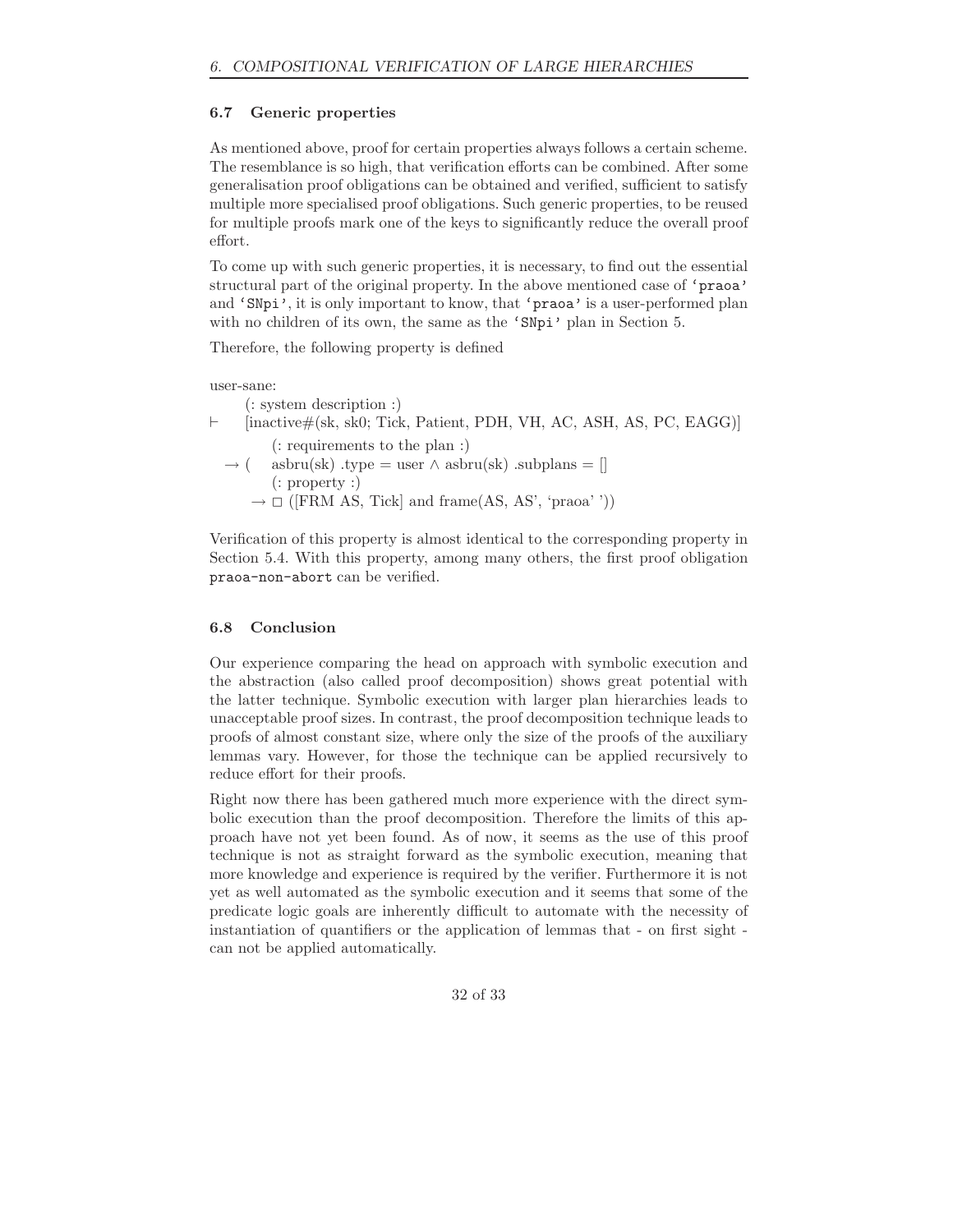## 6.7 Generic properties

As mentioned above, proof for certain properties always follows a certain scheme. The resemblance is so high, that verification efforts can be combined. After some generalisation proof obligations can be obtained and verified, sufficient to satisfy multiple more specialised proof obligations. Such generic properties, to be reused for multiple proofs mark one of the keys to significantly reduce the overall proof effort.

To come up with such generic properties, it is necessary, to find out the essential structural part of the original property. In the above mentioned case of `'praoa'` and `'SNpi'`, it is only important to know, that `'praoa'` is a user-performed plan with no children of its own, the same as the `'SNpi'` plan in Section 5.

Therefore, the following property is defined

```
user-sane:
      (: system description :)
⊢     [inactive#(sk, sk0; Tick, Patient, PDH, VH, AC, ASH, AS, PC, EAGG)]
          (: requirements to the plan :)
   → (    asbru(sk) .type = user ∧ asbru(sk) .subplans = []
          (: property :)
       → □ ([FRM AS, Tick] and frame(AS, AS', 'praoa' '))
```

Verification of this property is almost identical to the corresponding property in Section 5.4. With this property, among many others, the first proof obligation `praoa-non-abort` can be verified.

## 6.8 Conclusion

Our experience comparing the head on approach with symbolic execution and the abstraction (also called proof decomposition) shows great potential with the latter technique. Symbolic execution with larger plan hierarchies leads to unacceptable proof sizes. In contrast, the proof decomposition technique leads to proofs of almost constant size, where only the size of the proofs of the auxiliary lemmas vary. However, for those the technique can be applied recursively to reduce effort for their proofs.

Right now there has been gathered much more experience with the direct symbolic execution than the proof decomposition. Therefore the limits of this approach have not yet been found. As of now, it seems as the use of this proof technique is not as straight forward as the symbolic execution, meaning that more knowledge and experience is required by the verifier. Furthermore it is not yet as well automated as the symbolic execution and it seems that some of the predicate logic goals are inherently difficult to automate with the necessity of instantiation of quantifiers or the application of lemmas that - on first sight - can not be applied automatically.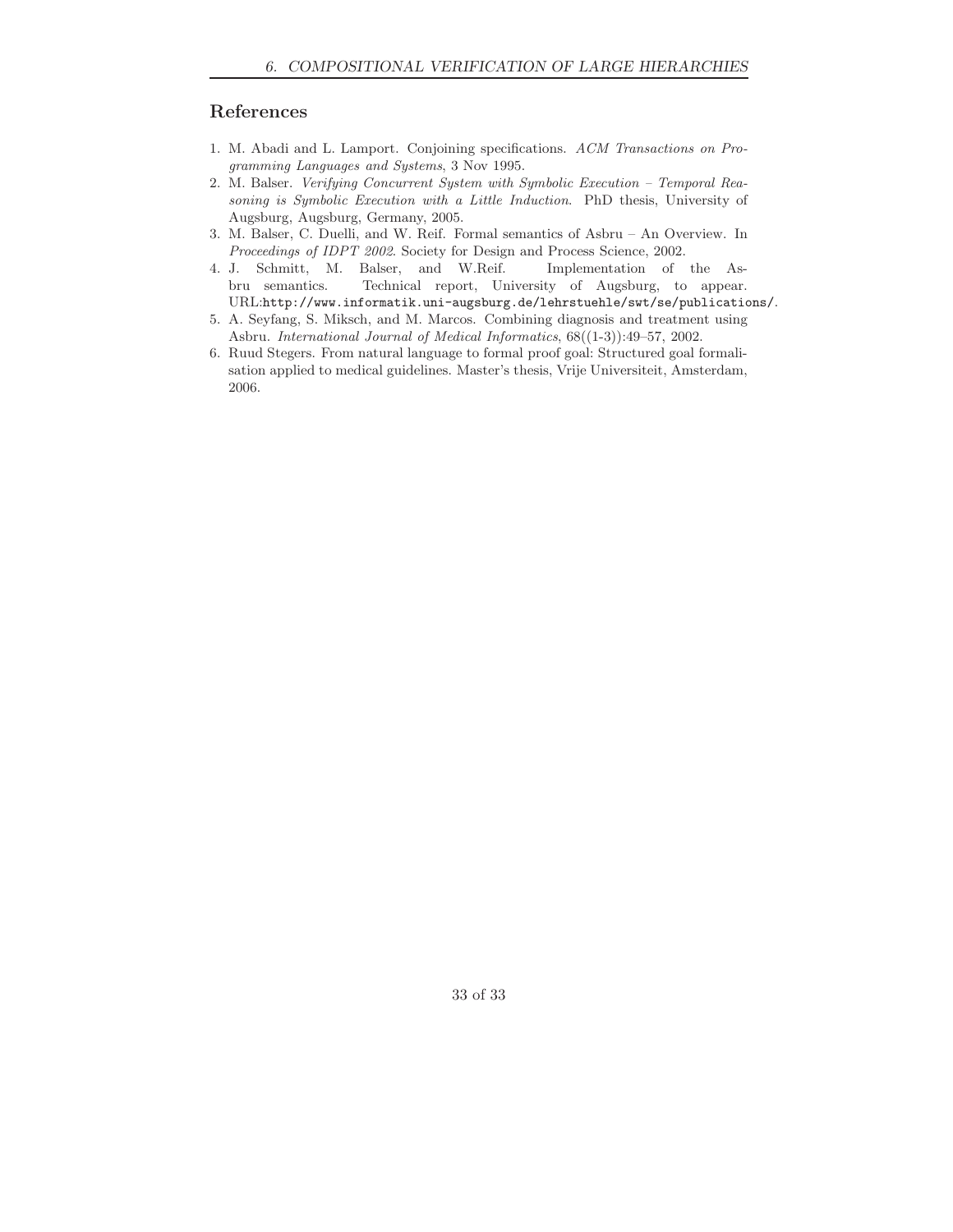## References

1. M. Abadi and L. Lamport. Conjoining specifications. *ACM Transactions on Programming Languages and Systems*, 3 Nov 1995.
2. M. Balser. *Verifying Concurrent System with Symbolic Execution – Temporal Reasoning is Symbolic Execution with a Little Induction*. PhD thesis, University of Augsburg, Augsburg, Germany, 2005.
3. M. Balser, C. Duelli, and W. Reif. Formal semantics of Asbru – An Overview. In *Proceedings of IDPT 2002*. Society for Design and Process Science, 2002.
4. J. Schmitt, M. Balser, and W.Reif. Implementation of the Asbru semantics. Technical report, University of Augsburg, to appear. URL:http://www.informatik.uni-augsburg.de/lehrstuehle/swt/se/publications/.
5. A. Seyfang, S. Miksch, and M. Marcos. Combining diagnosis and treatment using Asbru. *International Journal of Medical Informatics*, 68((1-3)):49–57, 2002.
6. Ruud Stegers. From natural language to formal proof goal: Structured goal formalisation applied to medical guidelines. Master's thesis, Vrije Universiteit, Amsterdam, 2006.